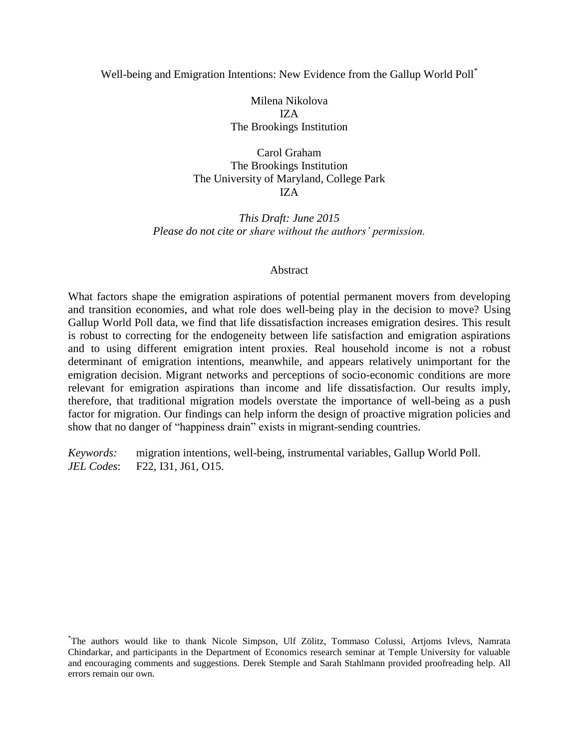# Well-being and Emigration Intentions: New Evidence from the Gallup World Poll[*]

Milena Nikolova
IZA
The Brookings Institution

Carol Graham
The Brookings Institution
The University of Maryland, College Park
IZA

*This Draft: June 2015*
*Please do not cite or share without the authors' permission.*

## Abstract

What factors shape the emigration aspirations of potential permanent movers from developing and transition economies, and what role does well-being play in the decision to move? Using Gallup World Poll data, we find that life dissatisfaction increases emigration desires. This result is robust to correcting for the endogeneity between life satisfaction and emigration aspirations and to using different emigration intent proxies. Real household income is not a robust determinant of emigration intentions, meanwhile, and appears relatively unimportant for the emigration decision. Migrant networks and perceptions of socio-economic conditions are more relevant for emigration aspirations than income and life dissatisfaction. Our results imply, therefore, that traditional migration models overstate the importance of well-being as a push factor for migration. Our findings can help inform the design of proactive migration policies and show that no danger of "happiness drain" exists in migrant-sending countries.

*Keywords:* migration intentions, well-being, instrumental variables, Gallup World Poll.
*JEL Codes*: F22, I31, J61, O15.

[*] The authors would like to thank Nicole Simpson, Ulf Zölitz, Tommaso Colussi, Artjoms Ivlevs, Namrata Chindarkar, and participants in the Department of Economics research seminar at Temple University for valuable and encouraging comments and suggestions. Derek Stemple and Sarah Stahlmann provided proofreading help. All errors remain our own.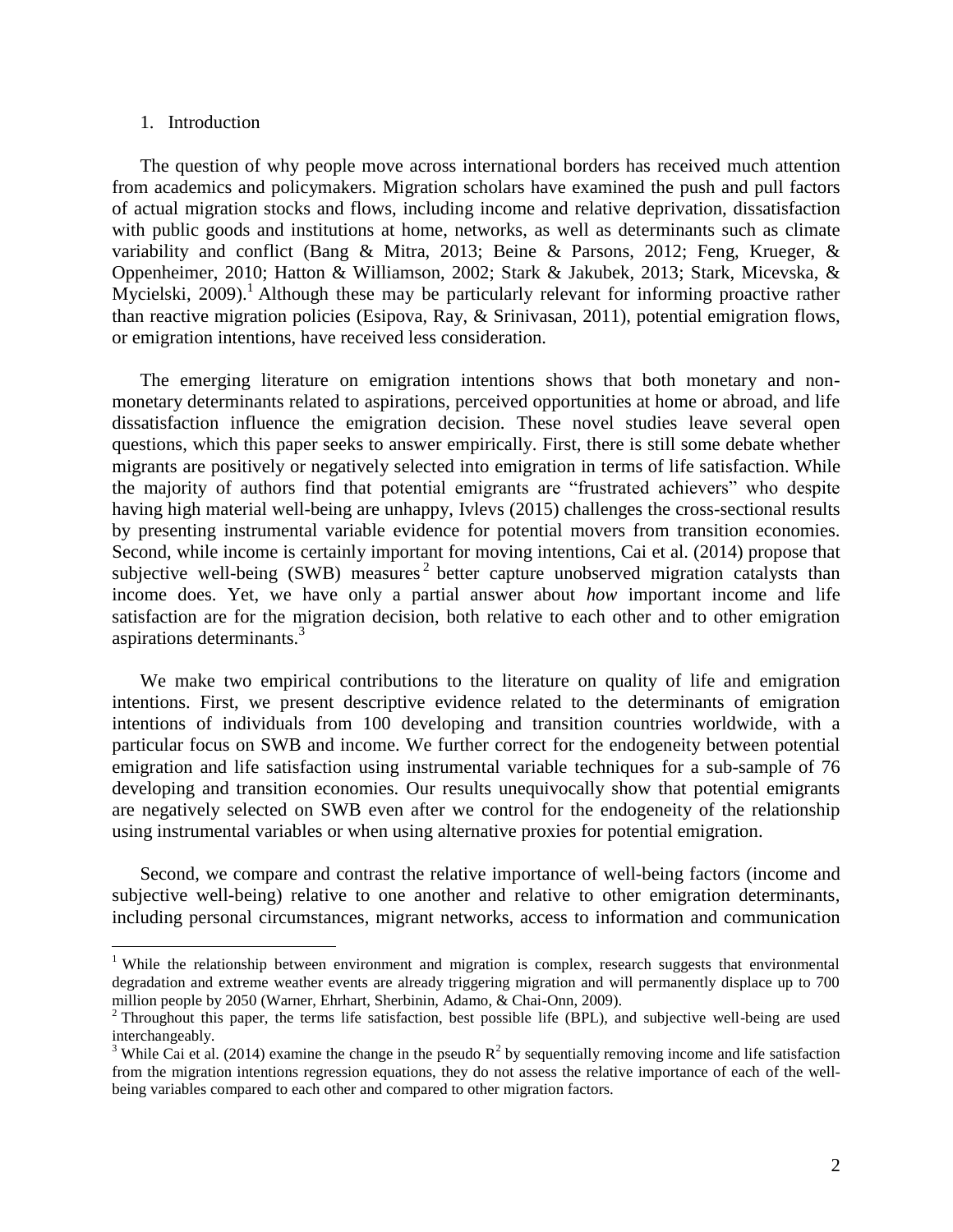## 1. Introduction

The question of why people move across international borders has received much attention from academics and policymakers. Migration scholars have examined the push and pull factors of actual migration stocks and flows, including income and relative deprivation, dissatisfaction with public goods and institutions at home, networks, as well as determinants such as climate variability and conflict (Bang & Mitra, 2013; Beine & Parsons, 2012; Feng, Krueger, & Oppenheimer, 2010; Hatton & Williamson, 2002; Stark & Jakubek, 2013; Stark, Micevska, & Mycielski, 2009).[1] Although these may be particularly relevant for informing proactive rather than reactive migration policies (Esipova, Ray, & Srinivasan, 2011), potential emigration flows, or emigration intentions, have received less consideration.

The emerging literature on emigration intentions shows that both monetary and non-monetary determinants related to aspirations, perceived opportunities at home or abroad, and life dissatisfaction influence the emigration decision. These novel studies leave several open questions, which this paper seeks to answer empirically. First, there is still some debate whether migrants are positively or negatively selected into emigration in terms of life satisfaction. While the majority of authors find that potential emigrants are "frustrated achievers" who despite having high material well-being are unhappy, Ivlevs (2015) challenges the cross-sectional results by presenting instrumental variable evidence for potential movers from transition economies. Second, while income is certainly important for moving intentions, Cai et al. (2014) propose that subjective well-being (SWB) measures[2] better capture unobserved migration catalysts than income does. Yet, we have only a partial answer about *how* important income and life satisfaction are for the migration decision, both relative to each other and to other emigration aspirations determinants.[3]

We make two empirical contributions to the literature on quality of life and emigration intentions. First, we present descriptive evidence related to the determinants of emigration intentions of individuals from 100 developing and transition countries worldwide, with a particular focus on SWB and income. We further correct for the endogeneity between potential emigration and life satisfaction using instrumental variable techniques for a sub-sample of 76 developing and transition economies. Our results unequivocally show that potential emigrants are negatively selected on SWB even after we control for the endogeneity of the relationship using instrumental variables or when using alternative proxies for potential emigration.

Second, we compare and contrast the relative importance of well-being factors (income and subjective well-being) relative to one another and relative to other emigration determinants, including personal circumstances, migrant networks, access to information and communication

---

[1] While the relationship between environment and migration is complex, research suggests that environmental degradation and extreme weather events are already triggering migration and will permanently displace up to 700 million people by 2050 (Warner, Ehrhart, Sherbinin, Adamo, & Chai-Onn, 2009).

[2] Throughout this paper, the terms life satisfaction, best possible life (BPL), and subjective well-being are used interchangeably.

[3] While Cai et al. (2014) examine the change in the pseudo $R^2$ by sequentially removing income and life satisfaction from the migration intentions regression equations, they do not assess the relative importance of each of the well-being variables compared to each other and compared to other migration factors.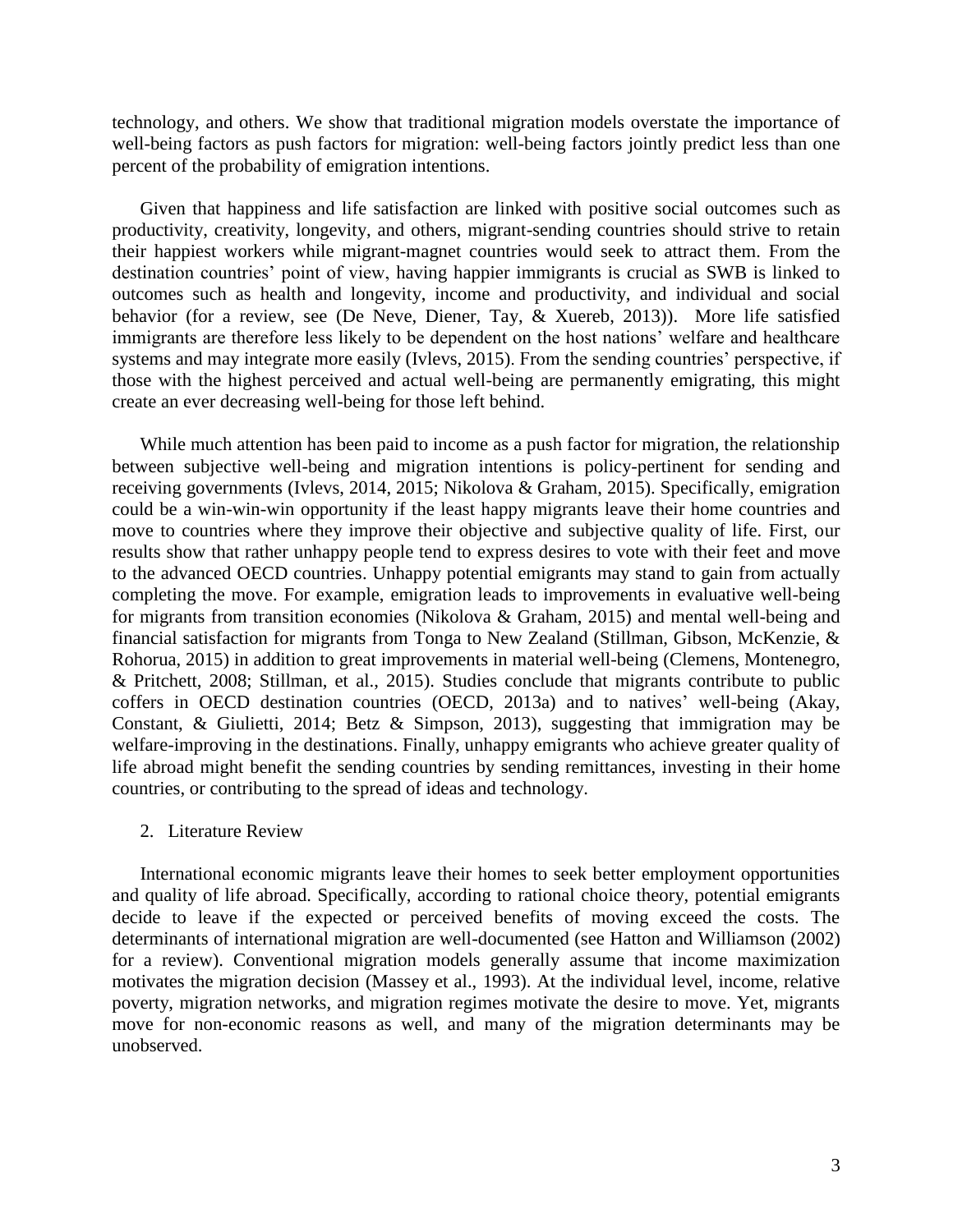technology, and others. We show that traditional migration models overstate the importance of well-being factors as push factors for migration: well-being factors jointly predict less than one percent of the probability of emigration intentions.

Given that happiness and life satisfaction are linked with positive social outcomes such as productivity, creativity, longevity, and others, migrant-sending countries should strive to retain their happiest workers while migrant-magnet countries would seek to attract them. From the destination countries' point of view, having happier immigrants is crucial as SWB is linked to outcomes such as health and longevity, income and productivity, and individual and social behavior (for a review, see (De Neve, Diener, Tay, & Xuereb, 2013)). More life satisfied immigrants are therefore less likely to be dependent on the host nations' welfare and healthcare systems and may integrate more easily (Ivlevs, 2015). From the sending countries' perspective, if those with the highest perceived and actual well-being are permanently emigrating, this might create an ever decreasing well-being for those left behind.

While much attention has been paid to income as a push factor for migration, the relationship between subjective well-being and migration intentions is policy-pertinent for sending and receiving governments (Ivlevs, 2014, 2015; Nikolova & Graham, 2015). Specifically, emigration could be a win-win-win opportunity if the least happy migrants leave their home countries and move to countries where they improve their objective and subjective quality of life. First, our results show that rather unhappy people tend to express desires to vote with their feet and move to the advanced OECD countries. Unhappy potential emigrants may stand to gain from actually completing the move. For example, emigration leads to improvements in evaluative well-being for migrants from transition economies (Nikolova & Graham, 2015) and mental well-being and financial satisfaction for migrants from Tonga to New Zealand (Stillman, Gibson, McKenzie, & Rohorua, 2015) in addition to great improvements in material well-being (Clemens, Montenegro, & Pritchett, 2008; Stillman, et al., 2015). Studies conclude that migrants contribute to public coffers in OECD destination countries (OECD, 2013a) and to natives' well-being (Akay, Constant, & Giulietti, 2014; Betz & Simpson, 2013), suggesting that immigration may be welfare-improving in the destinations. Finally, unhappy emigrants who achieve greater quality of life abroad might benefit the sending countries by sending remittances, investing in their home countries, or contributing to the spread of ideas and technology.

## 2. Literature Review

International economic migrants leave their homes to seek better employment opportunities and quality of life abroad. Specifically, according to rational choice theory, potential emigrants decide to leave if the expected or perceived benefits of moving exceed the costs. The determinants of international migration are well-documented (see Hatton and Williamson (2002) for a review). Conventional migration models generally assume that income maximization motivates the migration decision (Massey et al., 1993). At the individual level, income, relative poverty, migration networks, and migration regimes motivate the desire to move. Yet, migrants move for non-economic reasons as well, and many of the migration determinants may be unobserved.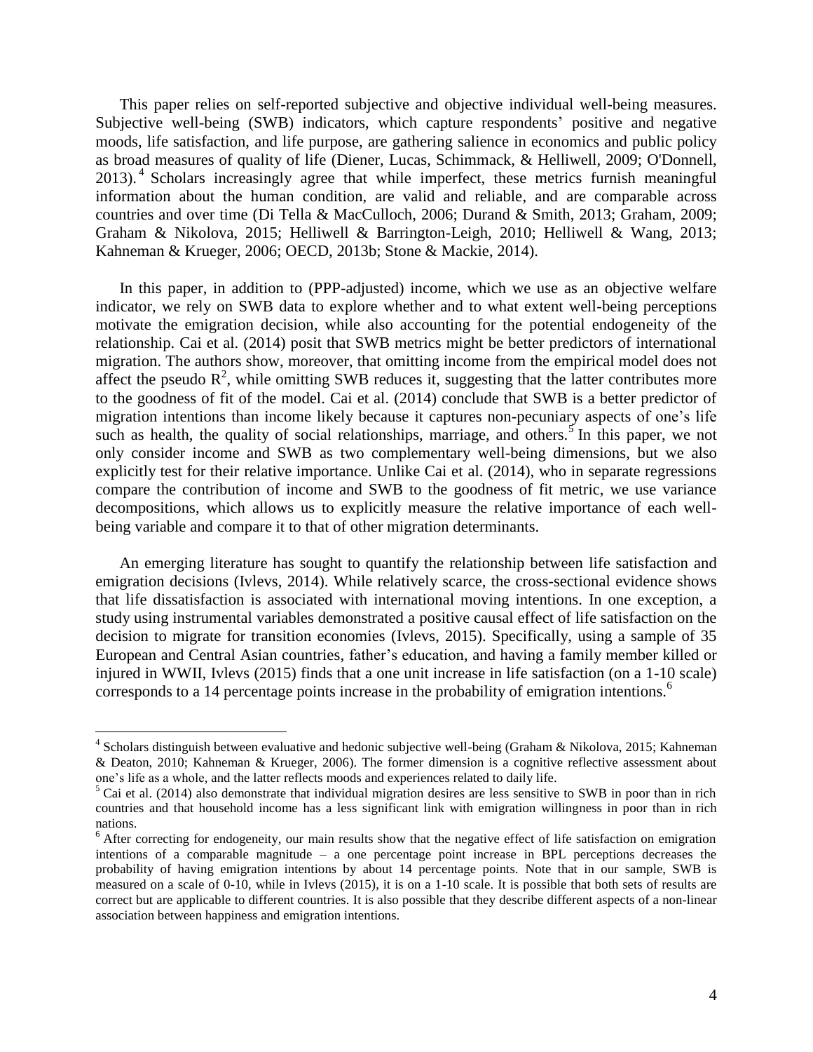This paper relies on self-reported subjective and objective individual well-being measures. Subjective well-being (SWB) indicators, which capture respondents' positive and negative moods, life satisfaction, and life purpose, are gathering salience in economics and public policy as broad measures of quality of life (Diener, Lucas, Schimmack, & Helliwell, 2009; O'Donnell, 2013).[4] Scholars increasingly agree that while imperfect, these metrics furnish meaningful information about the human condition, are valid and reliable, and are comparable across countries and over time (Di Tella & MacCulloch, 2006; Durand & Smith, 2013; Graham, 2009; Graham & Nikolova, 2015; Helliwell & Barrington-Leigh, 2010; Helliwell & Wang, 2013; Kahneman & Krueger, 2006; OECD, 2013b; Stone & Mackie, 2014).

In this paper, in addition to (PPP-adjusted) income, which we use as an objective welfare indicator, we rely on SWB data to explore whether and to what extent well-being perceptions motivate the emigration decision, while also accounting for the potential endogeneity of the relationship. Cai et al. (2014) posit that SWB metrics might be better predictors of international migration. The authors show, moreover, that omitting income from the empirical model does not affect the pseudo $R^2$, while omitting SWB reduces it, suggesting that the latter contributes more to the goodness of fit of the model. Cai et al. (2014) conclude that SWB is a better predictor of migration intentions than income likely because it captures non-pecuniary aspects of one's life such as health, the quality of social relationships, marriage, and others.[5] In this paper, we not only consider income and SWB as two complementary well-being dimensions, but we also explicitly test for their relative importance. Unlike Cai et al. (2014), who in separate regressions compare the contribution of income and SWB to the goodness of fit metric, we use variance decompositions, which allows us to explicitly measure the relative importance of each well-being variable and compare it to that of other migration determinants.

An emerging literature has sought to quantify the relationship between life satisfaction and emigration decisions (Ivlevs, 2014). While relatively scarce, the cross-sectional evidence shows that life dissatisfaction is associated with international moving intentions. In one exception, a study using instrumental variables demonstrated a positive causal effect of life satisfaction on the decision to migrate for transition economies (Ivlevs, 2015). Specifically, using a sample of 35 European and Central Asian countries, father's education, and having a family member killed or injured in WWII, Ivlevs (2015) finds that a one unit increase in life satisfaction (on a 1-10 scale) corresponds to a 14 percentage points increase in the probability of emigration intentions.[6]

---

[4] Scholars distinguish between evaluative and hedonic subjective well-being (Graham & Nikolova, 2015; Kahneman & Deaton, 2010; Kahneman & Krueger, 2006). The former dimension is a cognitive reflective assessment about one's life as a whole, and the latter reflects moods and experiences related to daily life.

[5] Cai et al. (2014) also demonstrate that individual migration desires are less sensitive to SWB in poor than in rich countries and that household income has a less significant link with emigration willingness in poor than in rich nations.

[6] After correcting for endogeneity, our main results show that the negative effect of life satisfaction on emigration intentions of a comparable magnitude – a one percentage point increase in BPL perceptions decreases the probability of having emigration intentions by about 14 percentage points. Note that in our sample, SWB is measured on a scale of 0-10, while in Ivlevs (2015), it is on a 1-10 scale. It is possible that both sets of results are correct but are applicable to different countries. It is also possible that they describe different aspects of a non-linear association between happiness and emigration intentions.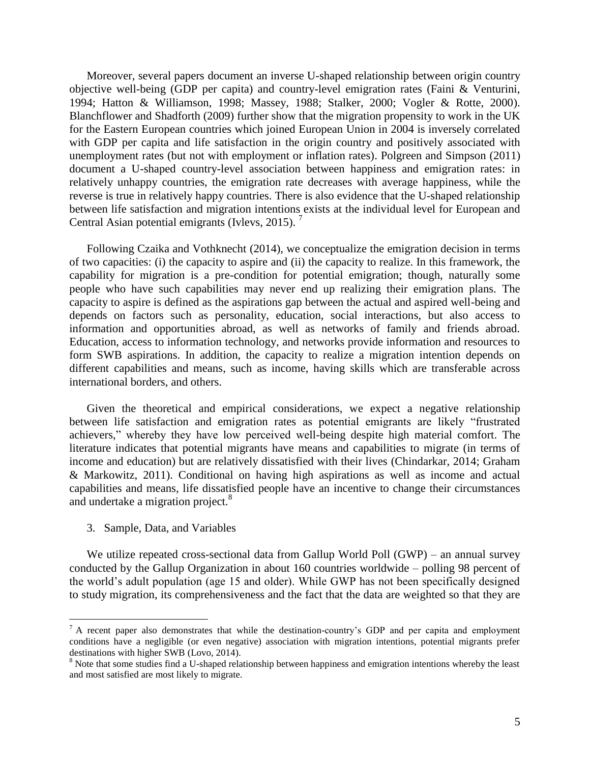Moreover, several papers document an inverse U-shaped relationship between origin country objective well-being (GDP per capita) and country-level emigration rates (Faini & Venturini, 1994; Hatton & Williamson, 1998; Massey, 1988; Stalker, 2000; Vogler & Rotte, 2000). Blanchflower and Shadforth (2009) further show that the migration propensity to work in the UK for the Eastern European countries which joined European Union in 2004 is inversely correlated with GDP per capita and life satisfaction in the origin country and positively associated with unemployment rates (but not with employment or inflation rates). Polgreen and Simpson (2011) document a U-shaped country-level association between happiness and emigration rates: in relatively unhappy countries, the emigration rate decreases with average happiness, while the reverse is true in relatively happy countries. There is also evidence that the U-shaped relationship between life satisfaction and migration intentions exists at the individual level for European and Central Asian potential emigrants (Ivlevs, 2015). [7]

Following Czaika and Vothknecht (2014), we conceptualize the emigration decision in terms of two capacities: (i) the capacity to aspire and (ii) the capacity to realize. In this framework, the capability for migration is a pre-condition for potential emigration; though, naturally some people who have such capabilities may never end up realizing their emigration plans. The capacity to aspire is defined as the aspirations gap between the actual and aspired well-being and depends on factors such as personality, education, social interactions, but also access to information and opportunities abroad, as well as networks of family and friends abroad. Education, access to information technology, and networks provide information and resources to form SWB aspirations. In addition, the capacity to realize a migration intention depends on different capabilities and means, such as income, having skills which are transferable across international borders, and others.

Given the theoretical and empirical considerations, we expect a negative relationship between life satisfaction and emigration rates as potential emigrants are likely "frustrated achievers," whereby they have low perceived well-being despite high material comfort. The literature indicates that potential migrants have means and capabilities to migrate (in terms of income and education) but are relatively dissatisfied with their lives (Chindarkar, 2014; Graham & Markowitz, 2011). Conditional on having high aspirations as well as income and actual capabilities and means, life dissatisfied people have an incentive to change their circumstances and undertake a migration project.[8]

## 3. Sample, Data, and Variables

We utilize repeated cross-sectional data from Gallup World Poll (GWP) – an annual survey conducted by the Gallup Organization in about 160 countries worldwide – polling 98 percent of the world's adult population (age 15 and older). While GWP has not been specifically designed to study migration, its comprehensiveness and the fact that the data are weighted so that they are

---

[7] A recent paper also demonstrates that while the destination-country's GDP and per capita and employment conditions have a negligible (or even negative) association with migration intentions, potential migrants prefer destinations with higher SWB (Lovo, 2014).

[8] Note that some studies find a U-shaped relationship between happiness and emigration intentions whereby the least and most satisfied are most likely to migrate.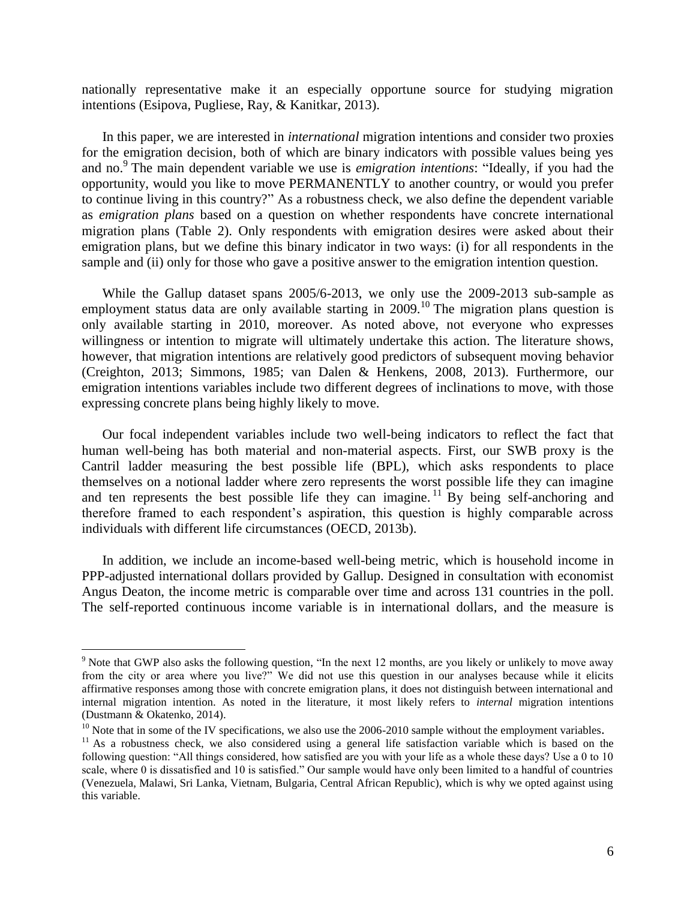nationally representative make it an especially opportune source for studying migration intentions (Esipova, Pugliese, Ray, & Kanitkar, 2013).

In this paper, we are interested in *international* migration intentions and consider two proxies for the emigration decision, both of which are binary indicators with possible values being yes and no.[9] The main dependent variable we use is *emigration intentions*: "Ideally, if you had the opportunity, would you like to move PERMANENTLY to another country, or would you prefer to continue living in this country?" As a robustness check, we also define the dependent variable as *emigration plans* based on a question on whether respondents have concrete international migration plans (Table 2). Only respondents with emigration desires were asked about their emigration plans, but we define this binary indicator in two ways: (i) for all respondents in the sample and (ii) only for those who gave a positive answer to the emigration intention question.

While the Gallup dataset spans 2005/6-2013, we only use the 2009-2013 sub-sample as employment status data are only available starting in 2009.[10] The migration plans question is only available starting in 2010, moreover. As noted above, not everyone who expresses willingness or intention to migrate will ultimately undertake this action. The literature shows, however, that migration intentions are relatively good predictors of subsequent moving behavior (Creighton, 2013; Simmons, 1985; van Dalen & Henkens, 2008, 2013). Furthermore, our emigration intentions variables include two different degrees of inclinations to move, with those expressing concrete plans being highly likely to move.

Our focal independent variables include two well-being indicators to reflect the fact that human well-being has both material and non-material aspects. First, our SWB proxy is the Cantril ladder measuring the best possible life (BPL), which asks respondents to place themselves on a notional ladder where zero represents the worst possible life they can imagine and ten represents the best possible life they can imagine.[11] By being self-anchoring and therefore framed to each respondent's aspiration, this question is highly comparable across individuals with different life circumstances (OECD, 2013b).

In addition, we include an income-based well-being metric, which is household income in PPP-adjusted international dollars provided by Gallup. Designed in consultation with economist Angus Deaton, the income metric is comparable over time and across 131 countries in the poll. The self-reported continuous income variable is in international dollars, and the measure is

---

[9] Note that GWP also asks the following question, "In the next 12 months, are you likely or unlikely to move away from the city or area where you live?" We did not use this question in our analyses because while it elicits affirmative responses among those with concrete emigration plans, it does not distinguish between international and internal migration intention. As noted in the literature, it most likely refers to *internal* migration intentions (Dustmann & Okatenko, 2014).

[10] Note that in some of the IV specifications, we also use the 2006-2010 sample without the employment variables.

[11] As a robustness check, we also considered using a general life satisfaction variable which is based on the following question: "All things considered, how satisfied are you with your life as a whole these days? Use a 0 to 10 scale, where 0 is dissatisfied and 10 is satisfied." Our sample would have only been limited to a handful of countries (Venezuela, Malawi, Sri Lanka, Vietnam, Bulgaria, Central African Republic), which is why we opted against using this variable.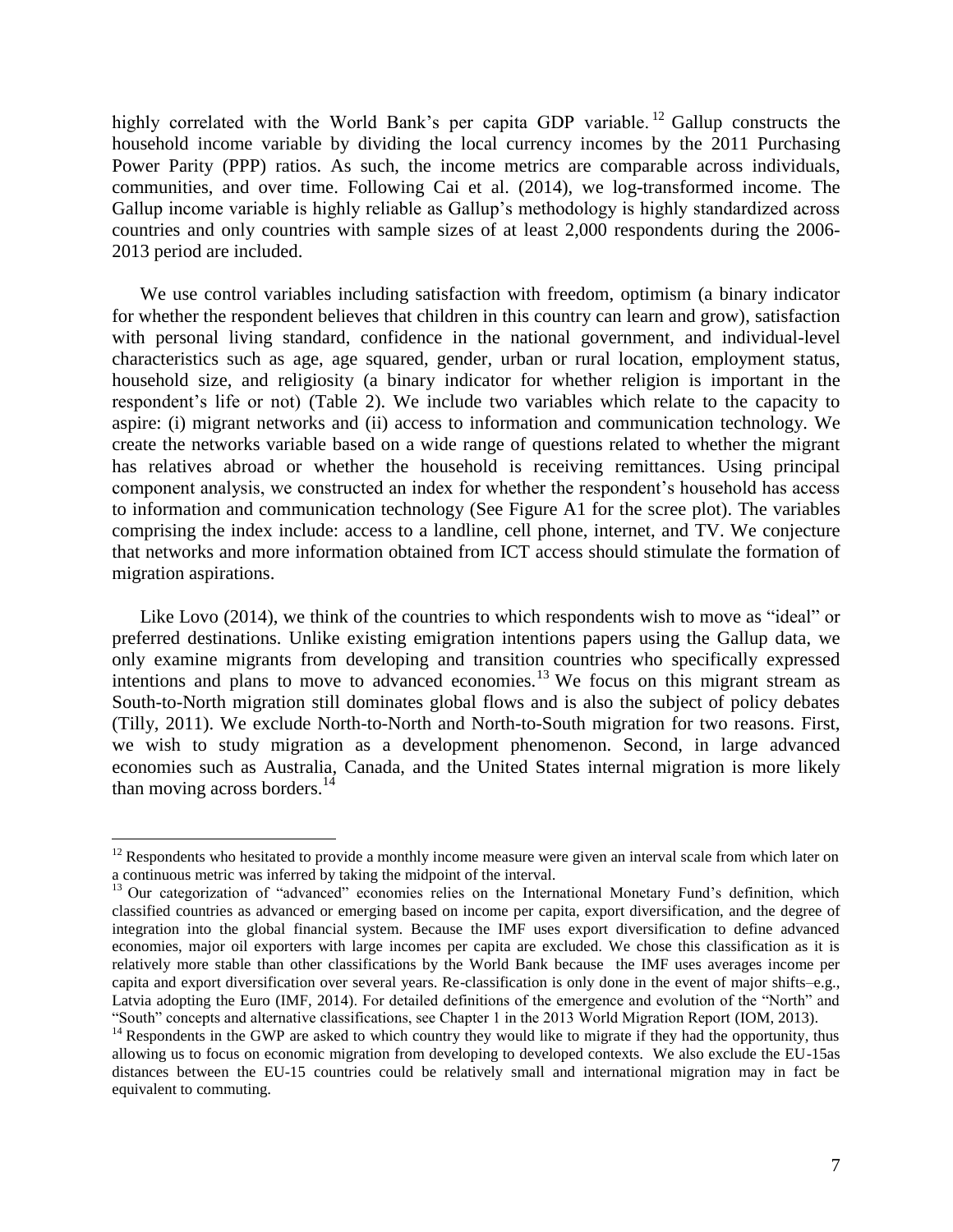highly correlated with the World Bank's per capita GDP variable.[12] Gallup constructs the household income variable by dividing the local currency incomes by the 2011 Purchasing Power Parity (PPP) ratios. As such, the income metrics are comparable across individuals, communities, and over time. Following Cai et al. (2014), we log-transformed income. The Gallup income variable is highly reliable as Gallup's methodology is highly standardized across countries and only countries with sample sizes of at least 2,000 respondents during the 2006-2013 period are included.

We use control variables including satisfaction with freedom, optimism (a binary indicator for whether the respondent believes that children in this country can learn and grow), satisfaction with personal living standard, confidence in the national government, and individual-level characteristics such as age, age squared, gender, urban or rural location, employment status, household size, and religiosity (a binary indicator for whether religion is important in the respondent's life or not) (Table 2). We include two variables which relate to the capacity to aspire: (i) migrant networks and (ii) access to information and communication technology. We create the networks variable based on a wide range of questions related to whether the migrant has relatives abroad or whether the household is receiving remittances. Using principal component analysis, we constructed an index for whether the respondent's household has access to information and communication technology (See Figure A1 for the scree plot). The variables comprising the index include: access to a landline, cell phone, internet, and TV. We conjecture that networks and more information obtained from ICT access should stimulate the formation of migration aspirations.

Like Lovo (2014), we think of the countries to which respondents wish to move as "ideal" or preferred destinations. Unlike existing emigration intentions papers using the Gallup data, we only examine migrants from developing and transition countries who specifically expressed intentions and plans to move to advanced economies.[13] We focus on this migrant stream as South-to-North migration still dominates global flows and is also the subject of policy debates (Tilly, 2011). We exclude North-to-North and North-to-South migration for two reasons. First, we wish to study migration as a development phenomenon. Second, in large advanced economies such as Australia, Canada, and the United States internal migration is more likely than moving across borders.[14]

---

[12] Respondents who hesitated to provide a monthly income measure were given an interval scale from which later on a continuous metric was inferred by taking the midpoint of the interval.

[13] Our categorization of "advanced" economies relies on the International Monetary Fund's definition, which classified countries as advanced or emerging based on income per capita, export diversification, and the degree of integration into the global financial system. Because the IMF uses export diversification to define advanced economies, major oil exporters with large incomes per capita are excluded. We chose this classification as it is relatively more stable than other classifications by the World Bank because the IMF uses averages income per capita and export diversification over several years. Re-classification is only done in the event of major shifts–e.g., Latvia adopting the Euro (IMF, 2014). For detailed definitions of the emergence and evolution of the "North" and "South" concepts and alternative classifications, see Chapter 1 in the 2013 World Migration Report (IOM, 2013).

[14] Respondents in the GWP are asked to which country they would like to migrate if they had the opportunity, thus allowing us to focus on economic migration from developing to developed contexts. We also exclude the EU-15as distances between the EU-15 countries could be relatively small and international migration may in fact be equivalent to commuting.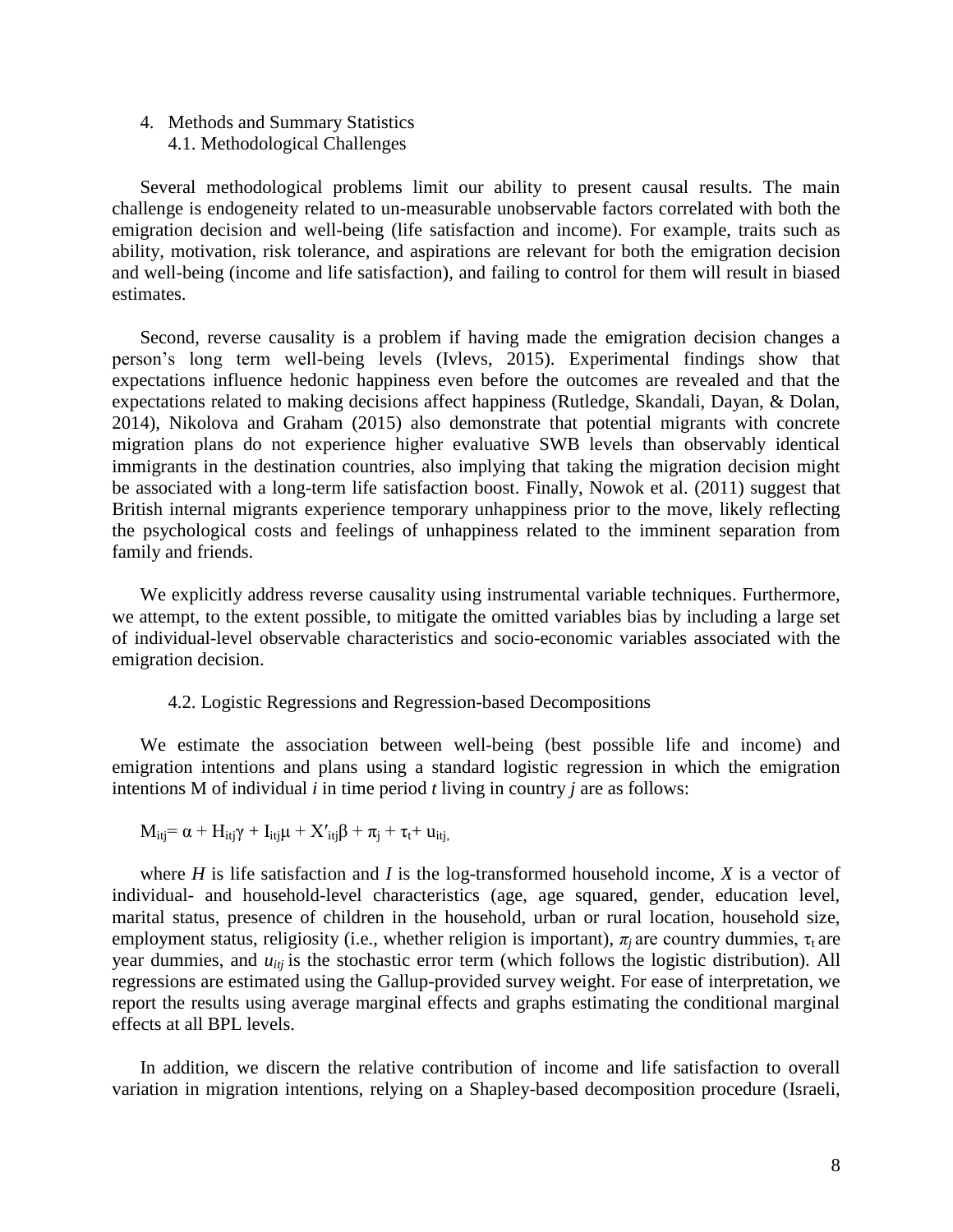4. Methods and Summary Statistics

## 4.1. Methodological Challenges

Several methodological problems limit our ability to present causal results. The main challenge is endogeneity related to un-measurable unobservable factors correlated with both the emigration decision and well-being (life satisfaction and income). For example, traits such as ability, motivation, risk tolerance, and aspirations are relevant for both the emigration decision and well-being (income and life satisfaction), and failing to control for them will result in biased estimates.

Second, reverse causality is a problem if having made the emigration decision changes a person's long term well-being levels (Ivlevs, 2015). Experimental findings show that expectations influence hedonic happiness even before the outcomes are revealed and that the expectations related to making decisions affect happiness (Rutledge, Skandali, Dayan, & Dolan, 2014), Nikolova and Graham (2015) also demonstrate that potential migrants with concrete migration plans do not experience higher evaluative SWB levels than observably identical immigrants in the destination countries, also implying that taking the migration decision might be associated with a long-term life satisfaction boost. Finally, Nowok et al. (2011) suggest that British internal migrants experience temporary unhappiness prior to the move, likely reflecting the psychological costs and feelings of unhappiness related to the imminent separation from family and friends.

We explicitly address reverse causality using instrumental variable techniques. Furthermore, we attempt, to the extent possible, to mitigate the omitted variables bias by including a large set of individual-level observable characteristics and socio-economic variables associated with the emigration decision.

## 4.2. Logistic Regressions and Regression-based Decompositions

We estimate the association between well-being (best possible life and income) and emigration intentions and plans using a standard logistic regression in which the emigration intentions M of individual *i* in time period *t* living in country *j* are as follows:

$$M_{itj} = \alpha + H_{itj}\gamma + I_{itj}\mu + X'_{itj}\beta + \pi_j + \tau_t + u_{itj},$$

where $H$ is life satisfaction and $I$ is the log-transformed household income, $X$ is a vector of individual- and household-level characteristics (age, age squared, gender, education level, marital status, presence of children in the household, urban or rural location, household size, employment status, religiosity (i.e., whether religion is important), $\pi_j$ are country dummies, $\tau_t$ are year dummies, and $u_{itj}$ is the stochastic error term (which follows the logistic distribution). All regressions are estimated using the Gallup-provided survey weight. For ease of interpretation, we report the results using average marginal effects and graphs estimating the conditional marginal effects at all BPL levels.

In addition, we discern the relative contribution of income and life satisfaction to overall variation in migration intentions, relying on a Shapley-based decomposition procedure (Israeli,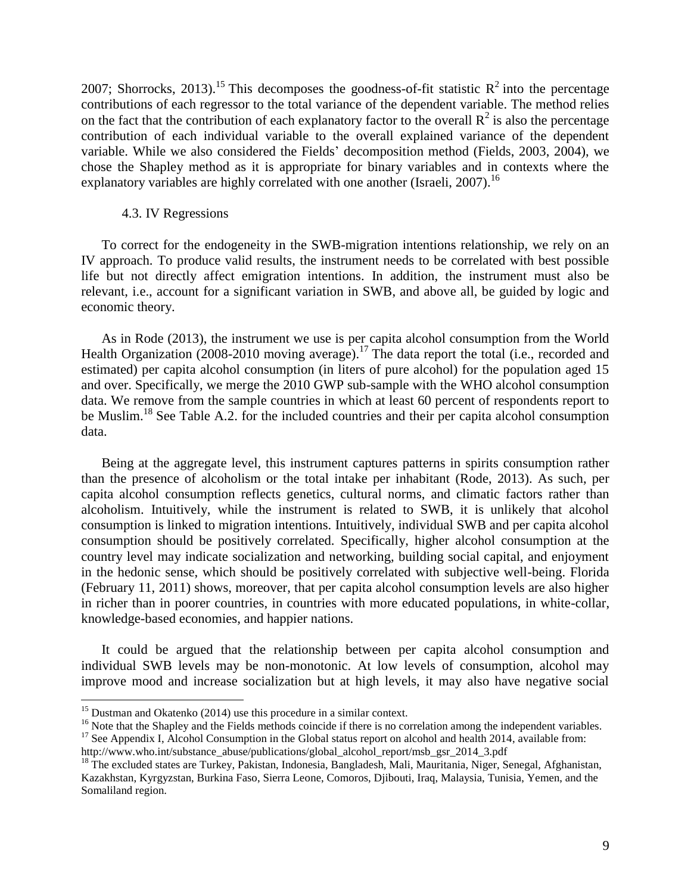2007; Shorrocks, 2013).[15] This decomposes the goodness-of-fit statistic $R^2$ into the percentage contributions of each regressor to the total variance of the dependent variable. The method relies on the fact that the contribution of each explanatory factor to the overall $R^2$ is also the percentage contribution of each individual variable to the overall explained variance of the dependent variable. While we also considered the Fields' decomposition method (Fields, 2003, 2004), we chose the Shapley method as it is appropriate for binary variables and in contexts where the explanatory variables are highly correlated with one another (Israeli, 2007).[16]

### 4.3. IV Regressions

To correct for the endogeneity in the SWB-migration intentions relationship, we rely on an IV approach. To produce valid results, the instrument needs to be correlated with best possible life but not directly affect emigration intentions. In addition, the instrument must also be relevant, i.e., account for a significant variation in SWB, and above all, be guided by logic and economic theory.

As in Rode (2013), the instrument we use is per capita alcohol consumption from the World Health Organization (2008-2010 moving average).[17] The data report the total (i.e., recorded and estimated) per capita alcohol consumption (in liters of pure alcohol) for the population aged 15 and over. Specifically, we merge the 2010 GWP sub-sample with the WHO alcohol consumption data. We remove from the sample countries in which at least 60 percent of respondents report to be Muslim.[18] See Table A.2. for the included countries and their per capita alcohol consumption data.

Being at the aggregate level, this instrument captures patterns in spirits consumption rather than the presence of alcoholism or the total intake per inhabitant (Rode, 2013). As such, per capita alcohol consumption reflects genetics, cultural norms, and climatic factors rather than alcoholism. Intuitively, while the instrument is related to SWB, it is unlikely that alcohol consumption is linked to migration intentions. Intuitively, individual SWB and per capita alcohol consumption should be positively correlated. Specifically, higher alcohol consumption at the country level may indicate socialization and networking, building social capital, and enjoyment in the hedonic sense, which should be positively correlated with subjective well-being. Florida (February 11, 2011) shows, moreover, that per capita alcohol consumption levels are also higher in richer than in poorer countries, in countries with more educated populations, in white-collar, knowledge-based economies, and happier nations.

It could be argued that the relationship between per capita alcohol consumption and individual SWB levels may be non-monotonic. At low levels of consumption, alcohol may improve mood and increase socialization but at high levels, it may also have negative social

---

[15] Dustman and Okatenko (2014) use this procedure in a similar context.

[16] Note that the Shapley and the Fields methods coincide if there is no correlation among the independent variables.

[17] See Appendix I, Alcohol Consumption in the Global status report on alcohol and health 2014, available from: http://www.who.int/substance_abuse/publications/global_alcohol_report/msb_gsr_2014_3.pdf

[18] The excluded states are Turkey, Pakistan, Indonesia, Bangladesh, Mali, Mauritania, Niger, Senegal, Afghanistan, Kazakhstan, Kyrgyzstan, Burkina Faso, Sierra Leone, Comoros, Djibouti, Iraq, Malaysia, Tunisia, Yemen, and the Somaliland region.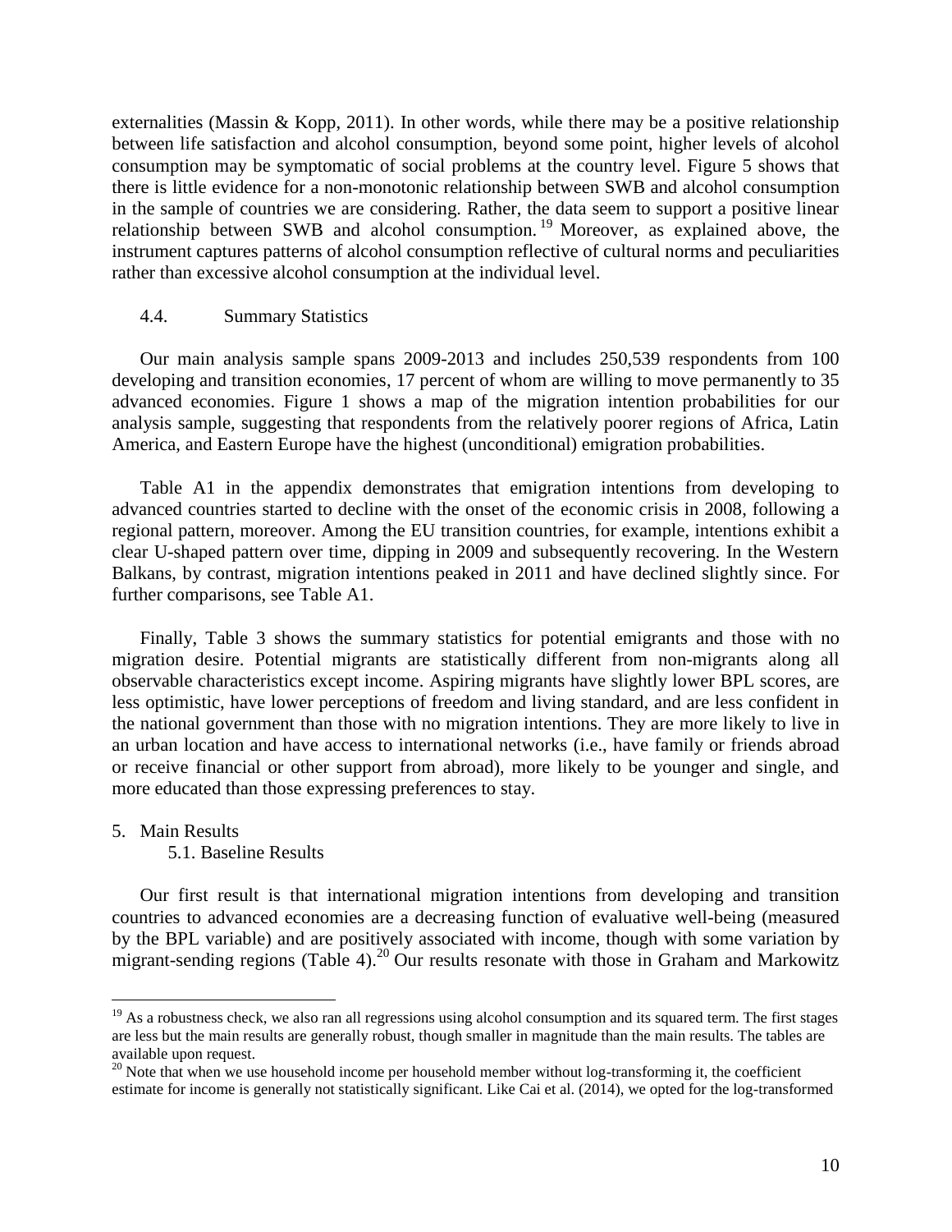externalities (Massin & Kopp, 2011). In other words, while there may be a positive relationship between life satisfaction and alcohol consumption, beyond some point, higher levels of alcohol consumption may be symptomatic of social problems at the country level. Figure 5 shows that there is little evidence for a non-monotonic relationship between SWB and alcohol consumption in the sample of countries we are considering. Rather, the data seem to support a positive linear relationship between SWB and alcohol consumption.[19] Moreover, as explained above, the instrument captures patterns of alcohol consumption reflective of cultural norms and peculiarities rather than excessive alcohol consumption at the individual level.

### 4.4. Summary Statistics

Our main analysis sample spans 2009-2013 and includes 250,539 respondents from 100 developing and transition economies, 17 percent of whom are willing to move permanently to 35 advanced economies. Figure 1 shows a map of the migration intention probabilities for our analysis sample, suggesting that respondents from the relatively poorer regions of Africa, Latin America, and Eastern Europe have the highest (unconditional) emigration probabilities.

Table A1 in the appendix demonstrates that emigration intentions from developing to advanced countries started to decline with the onset of the economic crisis in 2008, following a regional pattern, moreover. Among the EU transition countries, for example, intentions exhibit a clear U-shaped pattern over time, dipping in 2009 and subsequently recovering. In the Western Balkans, by contrast, migration intentions peaked in 2011 and have declined slightly since. For further comparisons, see Table A1.

Finally, Table 3 shows the summary statistics for potential emigrants and those with no migration desire. Potential migrants are statistically different from non-migrants along all observable characteristics except income. Aspiring migrants have slightly lower BPL scores, are less optimistic, have lower perceptions of freedom and living standard, and are less confident in the national government than those with no migration intentions. They are more likely to live in an urban location and have access to international networks (i.e., have family or friends abroad or receive financial or other support from abroad), more likely to be younger and single, and more educated than those expressing preferences to stay.

## 5. Main Results

### 5.1. Baseline Results

Our first result is that international migration intentions from developing and transition countries to advanced economies are a decreasing function of evaluative well-being (measured by the BPL variable) and are positively associated with income, though with some variation by migrant-sending regions (Table 4).[20] Our results resonate with those in Graham and Markowitz

---

[19] As a robustness check, we also ran all regressions using alcohol consumption and its squared term. The first stages are less but the main results are generally robust, though smaller in magnitude than the main results. The tables are available upon request.

[20] Note that when we use household income per household member without log-transforming it, the coefficient estimate for income is generally not statistically significant. Like Cai et al. (2014), we opted for the log-transformed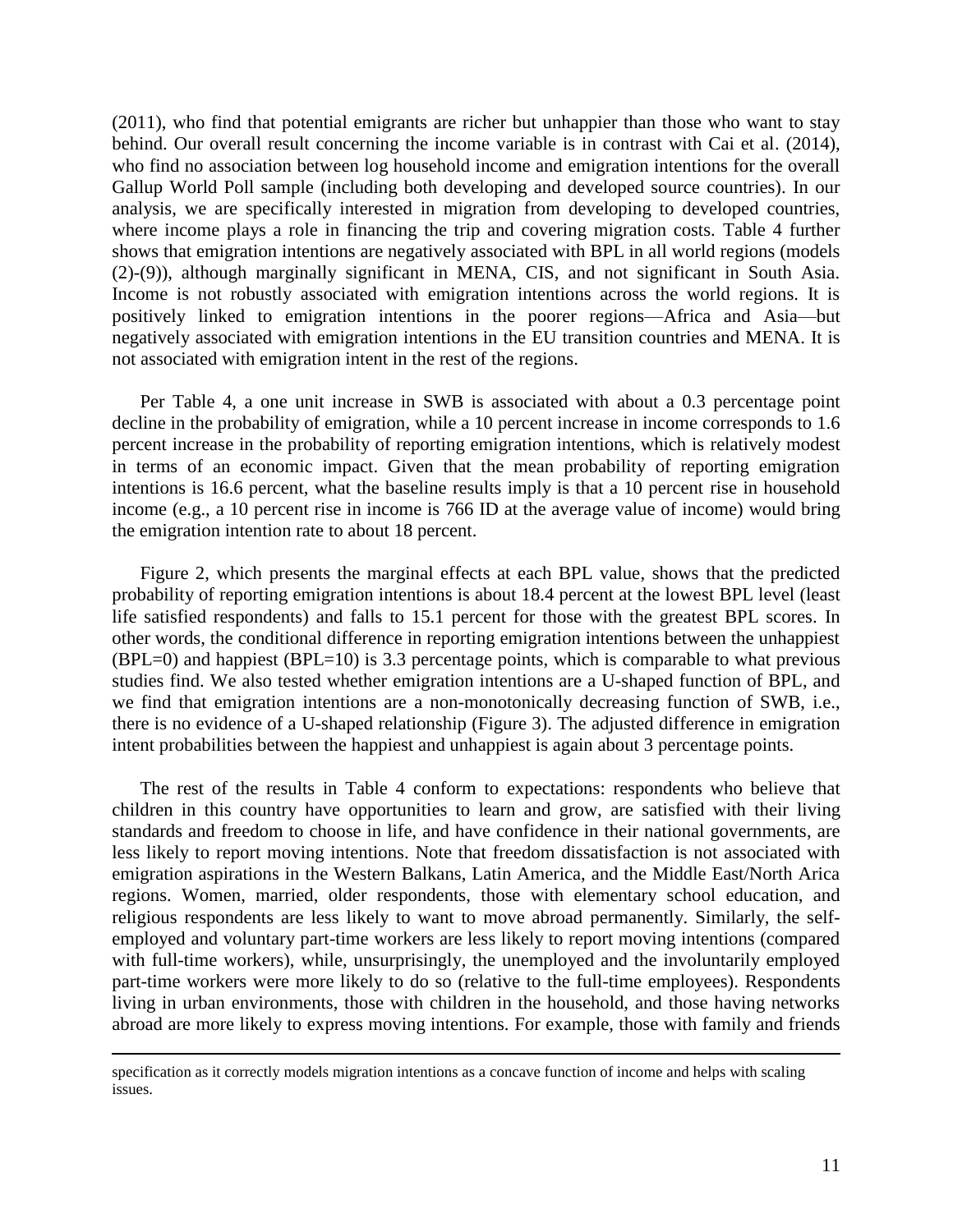(2011), who find that potential emigrants are richer but unhappier than those who want to stay behind. Our overall result concerning the income variable is in contrast with Cai et al. (2014), who find no association between log household income and emigration intentions for the overall Gallup World Poll sample (including both developing and developed source countries). In our analysis, we are specifically interested in migration from developing to developed countries, where income plays a role in financing the trip and covering migration costs. Table 4 further shows that emigration intentions are negatively associated with BPL in all world regions (models (2)-(9)), although marginally significant in MENA, CIS, and not significant in South Asia. Income is not robustly associated with emigration intentions across the world regions. It is positively linked to emigration intentions in the poorer regions—Africa and Asia—but negatively associated with emigration intentions in the EU transition countries and MENA. It is not associated with emigration intent in the rest of the regions.

Per Table 4, a one unit increase in SWB is associated with about a 0.3 percentage point decline in the probability of emigration, while a 10 percent increase in income corresponds to 1.6 percent increase in the probability of reporting emigration intentions, which is relatively modest in terms of an economic impact. Given that the mean probability of reporting emigration intentions is 16.6 percent, what the baseline results imply is that a 10 percent rise in household income (e.g., a 10 percent rise in income is 766 ID at the average value of income) would bring the emigration intention rate to about 18 percent.

Figure 2, which presents the marginal effects at each BPL value, shows that the predicted probability of reporting emigration intentions is about 18.4 percent at the lowest BPL level (least life satisfied respondents) and falls to 15.1 percent for those with the greatest BPL scores. In other words, the conditional difference in reporting emigration intentions between the unhappiest (BPL=0) and happiest (BPL=10) is 3.3 percentage points, which is comparable to what previous studies find. We also tested whether emigration intentions are a U-shaped function of BPL, and we find that emigration intentions are a non-monotonically decreasing function of SWB, i.e., there is no evidence of a U-shaped relationship (Figure 3). The adjusted difference in emigration intent probabilities between the happiest and unhappiest is again about 3 percentage points.

The rest of the results in Table 4 conform to expectations: respondents who believe that children in this country have opportunities to learn and grow, are satisfied with their living standards and freedom to choose in life, and have confidence in their national governments, are less likely to report moving intentions. Note that freedom dissatisfaction is not associated with emigration aspirations in the Western Balkans, Latin America, and the Middle East/North Arica regions. Women, married, older respondents, those with elementary school education, and religious respondents are less likely to want to move abroad permanently. Similarly, the self-employed and voluntary part-time workers are less likely to report moving intentions (compared with full-time workers), while, unsurprisingly, the unemployed and the involuntarily employed part-time workers were more likely to do so (relative to the full-time employees). Respondents living in urban environments, those with children in the household, and those having networks abroad are more likely to express moving intentions. For example, those with family and friends

---

specification as it correctly models migration intentions as a concave function of income and helps with scaling issues.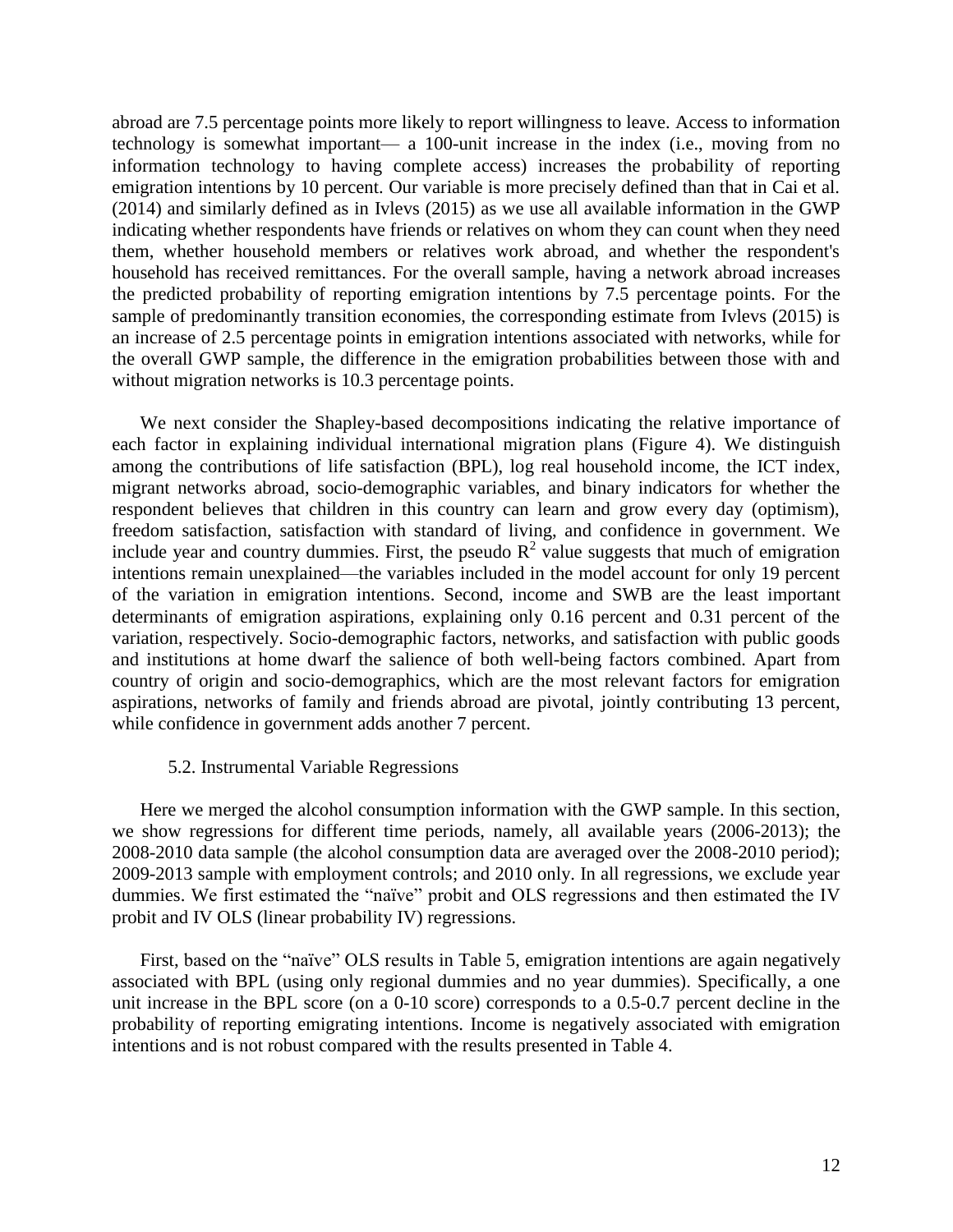abroad are 7.5 percentage points more likely to report willingness to leave. Access to information technology is somewhat important— a 100-unit increase in the index (i.e., moving from no information technology to having complete access) increases the probability of reporting emigration intentions by 10 percent. Our variable is more precisely defined than that in Cai et al. (2014) and similarly defined as in Ivlevs (2015) as we use all available information in the GWP indicating whether respondents have friends or relatives on whom they can count when they need them, whether household members or relatives work abroad, and whether the respondent's household has received remittances. For the overall sample, having a network abroad increases the predicted probability of reporting emigration intentions by 7.5 percentage points. For the sample of predominantly transition economies, the corresponding estimate from Ivlevs (2015) is an increase of 2.5 percentage points in emigration intentions associated with networks, while for the overall GWP sample, the difference in the emigration probabilities between those with and without migration networks is 10.3 percentage points.

We next consider the Shapley-based decompositions indicating the relative importance of each factor in explaining individual international migration plans (Figure 4). We distinguish among the contributions of life satisfaction (BPL), log real household income, the ICT index, migrant networks abroad, socio-demographic variables, and binary indicators for whether the respondent believes that children in this country can learn and grow every day (optimism), freedom satisfaction, satisfaction with standard of living, and confidence in government. We include year and country dummies. First, the pseudo $R^2$ value suggests that much of emigration intentions remain unexplained—the variables included in the model account for only 19 percent of the variation in emigration intentions. Second, income and SWB are the least important determinants of emigration aspirations, explaining only 0.16 percent and 0.31 percent of the variation, respectively. Socio-demographic factors, networks, and satisfaction with public goods and institutions at home dwarf the salience of both well-being factors combined. Apart from country of origin and socio-demographics, which are the most relevant factors for emigration aspirations, networks of family and friends abroad are pivotal, jointly contributing 13 percent, while confidence in government adds another 7 percent.

### 5.2. Instrumental Variable Regressions

Here we merged the alcohol consumption information with the GWP sample. In this section, we show regressions for different time periods, namely, all available years (2006-2013); the 2008-2010 data sample (the alcohol consumption data are averaged over the 2008-2010 period); 2009-2013 sample with employment controls; and 2010 only. In all regressions, we exclude year dummies. We first estimated the "naïve" probit and OLS regressions and then estimated the IV probit and IV OLS (linear probability IV) regressions.

First, based on the "naïve" OLS results in Table 5, emigration intentions are again negatively associated with BPL (using only regional dummies and no year dummies). Specifically, a one unit increase in the BPL score (on a 0-10 score) corresponds to a 0.5-0.7 percent decline in the probability of reporting emigrating intentions. Income is negatively associated with emigration intentions and is not robust compared with the results presented in Table 4.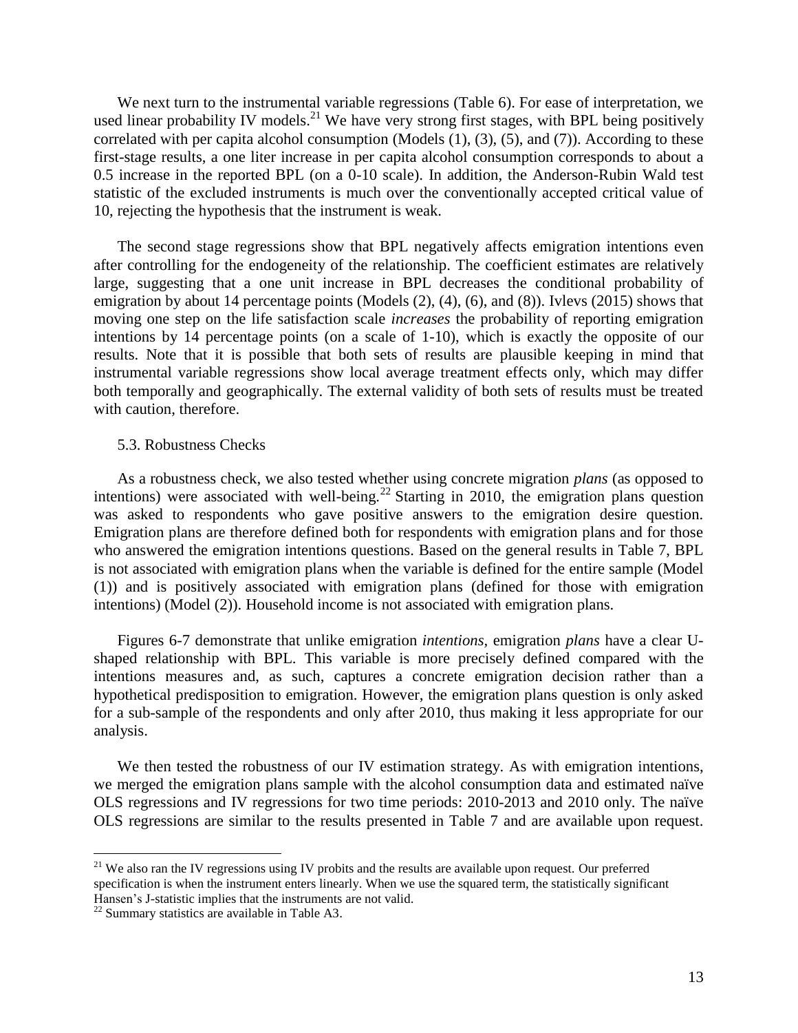We next turn to the instrumental variable regressions (Table 6). For ease of interpretation, we used linear probability IV models.[21] We have very strong first stages, with BPL being positively correlated with per capita alcohol consumption (Models (1), (3), (5), and (7)). According to these first-stage results, a one liter increase in per capita alcohol consumption corresponds to about a 0.5 increase in the reported BPL (on a 0-10 scale). In addition, the Anderson-Rubin Wald test statistic of the excluded instruments is much over the conventionally accepted critical value of 10, rejecting the hypothesis that the instrument is weak.

The second stage regressions show that BPL negatively affects emigration intentions even after controlling for the endogeneity of the relationship. The coefficient estimates are relatively large, suggesting that a one unit increase in BPL decreases the conditional probability of emigration by about 14 percentage points (Models (2), (4), (6), and (8)). Ivlevs (2015) shows that moving one step on the life satisfaction scale *increases* the probability of reporting emigration intentions by 14 percentage points (on a scale of 1-10), which is exactly the opposite of our results. Note that it is possible that both sets of results are plausible keeping in mind that instrumental variable regressions show local average treatment effects only, which may differ both temporally and geographically. The external validity of both sets of results must be treated with caution, therefore.

### 5.3. Robustness Checks

As a robustness check, we also tested whether using concrete migration *plans* (as opposed to intentions) were associated with well-being.[22] Starting in 2010, the emigration plans question was asked to respondents who gave positive answers to the emigration desire question. Emigration plans are therefore defined both for respondents with emigration plans and for those who answered the emigration intentions questions. Based on the general results in Table 7, BPL is not associated with emigration plans when the variable is defined for the entire sample (Model (1)) and is positively associated with emigration plans (defined for those with emigration intentions) (Model (2)). Household income is not associated with emigration plans.

Figures 6-7 demonstrate that unlike emigration *intentions*, emigration *plans* have a clear U-shaped relationship with BPL. This variable is more precisely defined compared with the intentions measures and, as such, captures a concrete emigration decision rather than a hypothetical predisposition to emigration. However, the emigration plans question is only asked for a sub-sample of the respondents and only after 2010, thus making it less appropriate for our analysis.

We then tested the robustness of our IV estimation strategy. As with emigration intentions, we merged the emigration plans sample with the alcohol consumption data and estimated naïve OLS regressions and IV regressions for two time periods: 2010-2013 and 2010 only. The naïve OLS regressions are similar to the results presented in Table 7 and are available upon request.

[21] We also ran the IV regressions using IV probits and the results are available upon request. Our preferred specification is when the instrument enters linearly. When we use the squared term, the statistically significant Hansen's J-statistic implies that the instruments are not valid.

[22] Summary statistics are available in Table A3.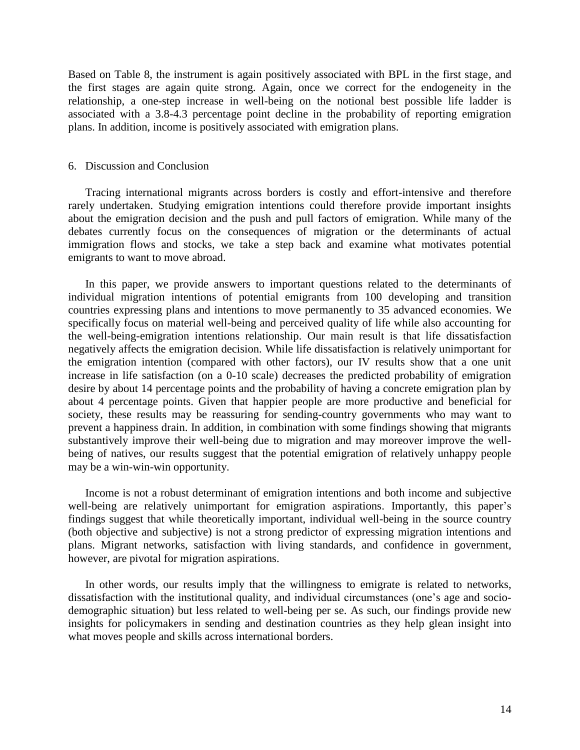Based on Table 8, the instrument is again positively associated with BPL in the first stage, and the first stages are again quite strong. Again, once we correct for the endogeneity in the relationship, a one-step increase in well-being on the notional best possible life ladder is associated with a 3.8-4.3 percentage point decline in the probability of reporting emigration plans. In addition, income is positively associated with emigration plans.

## 6. Discussion and Conclusion

Tracing international migrants across borders is costly and effort-intensive and therefore rarely undertaken. Studying emigration intentions could therefore provide important insights about the emigration decision and the push and pull factors of emigration. While many of the debates currently focus on the consequences of migration or the determinants of actual immigration flows and stocks, we take a step back and examine what motivates potential emigrants to want to move abroad.

In this paper, we provide answers to important questions related to the determinants of individual migration intentions of potential emigrants from 100 developing and transition countries expressing plans and intentions to move permanently to 35 advanced economies. We specifically focus on material well-being and perceived quality of life while also accounting for the well-being-emigration intentions relationship. Our main result is that life dissatisfaction negatively affects the emigration decision. While life dissatisfaction is relatively unimportant for the emigration intention (compared with other factors), our IV results show that a one unit increase in life satisfaction (on a 0-10 scale) decreases the predicted probability of emigration desire by about 14 percentage points and the probability of having a concrete emigration plan by about 4 percentage points. Given that happier people are more productive and beneficial for society, these results may be reassuring for sending-country governments who may want to prevent a happiness drain. In addition, in combination with some findings showing that migrants substantively improve their well-being due to migration and may moreover improve the well-being of natives, our results suggest that the potential emigration of relatively unhappy people may be a win-win-win opportunity.

Income is not a robust determinant of emigration intentions and both income and subjective well-being are relatively unimportant for emigration aspirations. Importantly, this paper's findings suggest that while theoretically important, individual well-being in the source country (both objective and subjective) is not a strong predictor of expressing migration intentions and plans. Migrant networks, satisfaction with living standards, and confidence in government, however, are pivotal for migration aspirations.

In other words, our results imply that the willingness to emigrate is related to networks, dissatisfaction with the institutional quality, and individual circumstances (one's age and socio-demographic situation) but less related to well-being per se. As such, our findings provide new insights for policymakers in sending and destination countries as they help glean insight into what moves people and skills across international borders.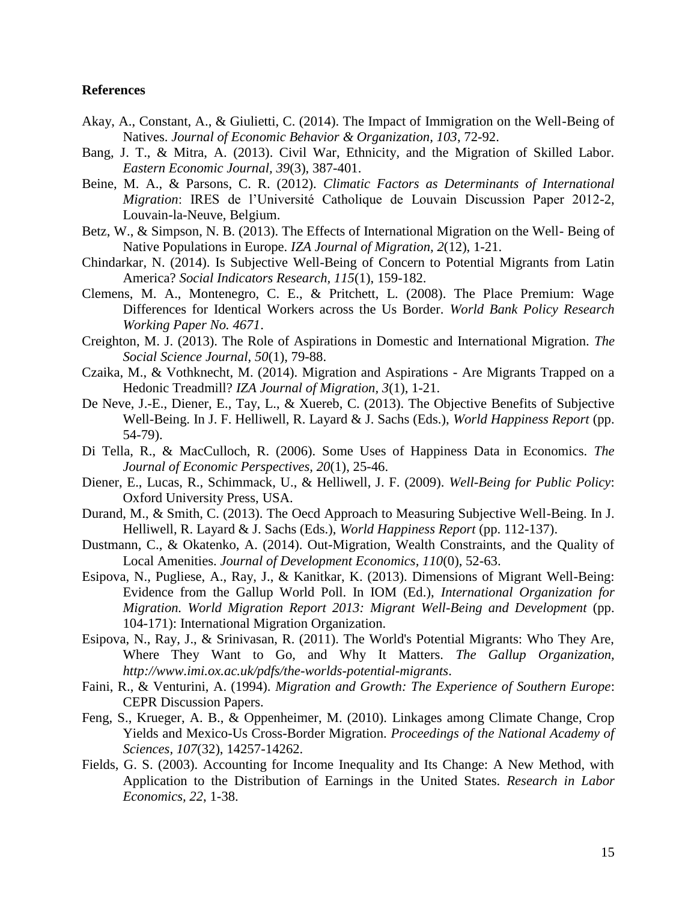**References**

Akay, A., Constant, A., & Giulietti, C. (2014). The Impact of Immigration on the Well-Being of Natives. *Journal of Economic Behavior & Organization, 103*, 72-92.

Bang, J. T., & Mitra, A. (2013). Civil War, Ethnicity, and the Migration of Skilled Labor. *Eastern Economic Journal, 39*(3), 387-401.

Beine, M. A., & Parsons, C. R. (2012). *Climatic Factors as Determinants of International Migration*: IRES de l'Université Catholique de Louvain Discussion Paper 2012-2, Louvain-la-Neuve, Belgium.

Betz, W., & Simpson, N. B. (2013). The Effects of International Migration on the Well- Being of Native Populations in Europe. *IZA Journal of Migration, 2*(12), 1-21.

Chindarkar, N. (2014). Is Subjective Well-Being of Concern to Potential Migrants from Latin America? *Social Indicators Research, 115*(1), 159-182.

Clemens, M. A., Montenegro, C. E., & Pritchett, L. (2008). The Place Premium: Wage Differences for Identical Workers across the Us Border. *World Bank Policy Research Working Paper No. 4671*.

Creighton, M. J. (2013). The Role of Aspirations in Domestic and International Migration. *The Social Science Journal, 50*(1), 79-88.

Czaika, M., & Vothknecht, M. (2014). Migration and Aspirations - Are Migrants Trapped on a Hedonic Treadmill? *IZA Journal of Migration, 3*(1), 1-21.

De Neve, J.-E., Diener, E., Tay, L., & Xuereb, C. (2013). The Objective Benefits of Subjective Well-Being. In J. F. Helliwell, R. Layard & J. Sachs (Eds.), *World Happiness Report* (pp. 54-79).

Di Tella, R., & MacCulloch, R. (2006). Some Uses of Happiness Data in Economics. *The Journal of Economic Perspectives, 20*(1), 25-46.

Diener, E., Lucas, R., Schimmack, U., & Helliwell, J. F. (2009). *Well-Being for Public Policy*: Oxford University Press, USA.

Durand, M., & Smith, C. (2013). The Oecd Approach to Measuring Subjective Well-Being. In J. Helliwell, R. Layard & J. Sachs (Eds.), *World Happiness Report* (pp. 112-137).

Dustmann, C., & Okatenko, A. (2014). Out-Migration, Wealth Constraints, and the Quality of Local Amenities. *Journal of Development Economics, 110*(0), 52-63.

Esipova, N., Pugliese, A., Ray, J., & Kanitkar, K. (2013). Dimensions of Migrant Well-Being: Evidence from the Gallup World Poll. In IOM (Ed.), *International Organization for Migration. World Migration Report 2013: Migrant Well-Being and Development* (pp. 104-171): International Migration Organization.

Esipova, N., Ray, J., & Srinivasan, R. (2011). The World's Potential Migrants: Who They Are, Where They Want to Go, and Why It Matters. *The Gallup Organization, http://www.imi.ox.ac.uk/pdfs/the-worlds-potential-migrants*.

Faini, R., & Venturini, A. (1994). *Migration and Growth: The Experience of Southern Europe*: CEPR Discussion Papers.

Feng, S., Krueger, A. B., & Oppenheimer, M. (2010). Linkages among Climate Change, Crop Yields and Mexico-Us Cross-Border Migration. *Proceedings of the National Academy of Sciences, 107*(32), 14257-14262.

Fields, G. S. (2003). Accounting for Income Inequality and Its Change: A New Method, with Application to the Distribution of Earnings in the United States. *Research in Labor Economics, 22*, 1-38.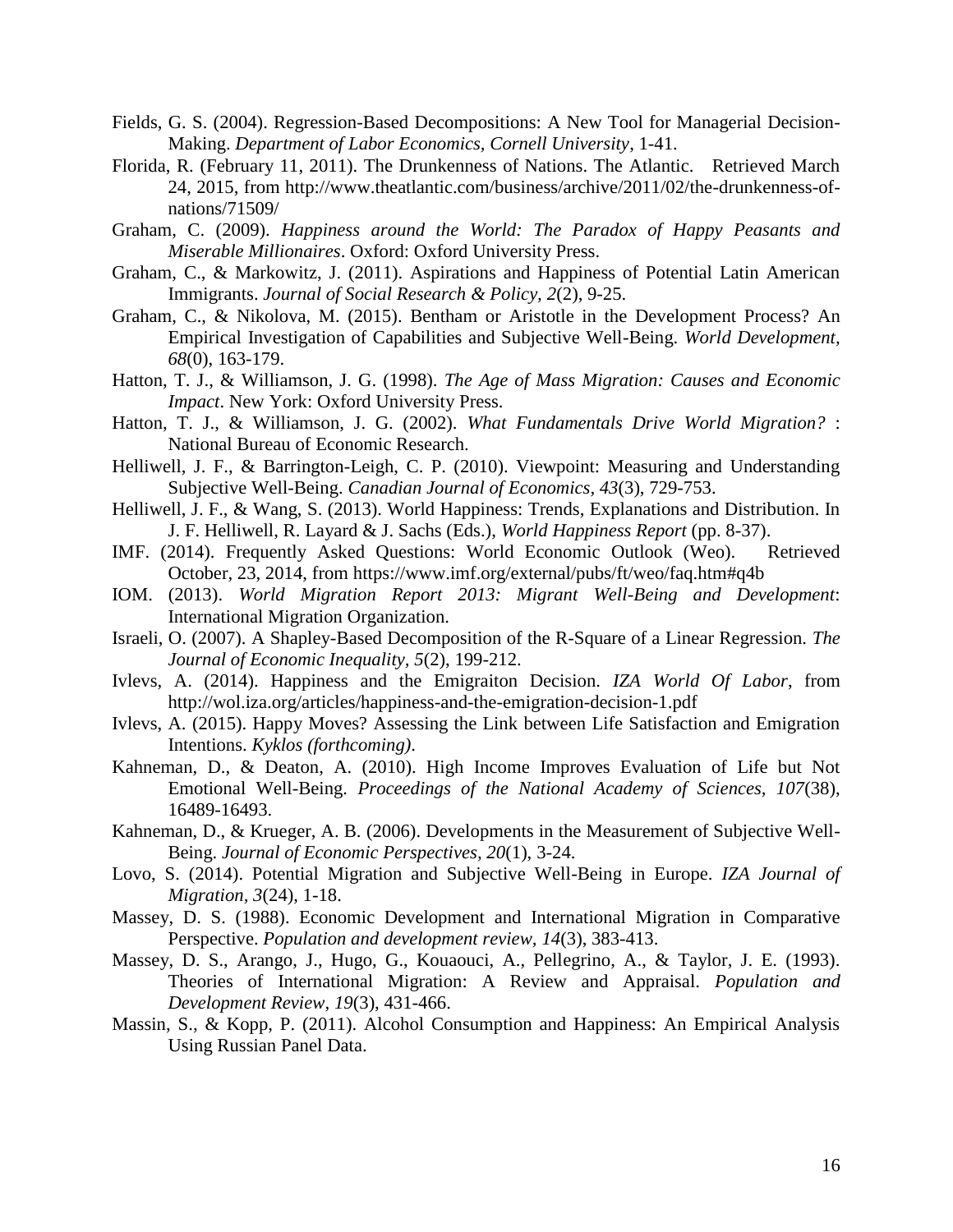Fields, G. S. (2004). Regression-Based Decompositions: A New Tool for Managerial Decision-Making. *Department of Labor Economics, Cornell University*, 1-41.

Florida, R. (February 11, 2011). The Drunkenness of Nations. The Atlantic. Retrieved March 24, 2015, from http://www.theatlantic.com/business/archive/2011/02/the-drunkenness-of-nations/71509/

Graham, C. (2009). *Happiness around the World: The Paradox of Happy Peasants and Miserable Millionaires*. Oxford: Oxford University Press.

Graham, C., & Markowitz, J. (2011). Aspirations and Happiness of Potential Latin American Immigrants. *Journal of Social Research & Policy, 2*(2), 9-25.

Graham, C., & Nikolova, M. (2015). Bentham or Aristotle in the Development Process? An Empirical Investigation of Capabilities and Subjective Well-Being. *World Development, 68*(0), 163-179.

Hatton, T. J., & Williamson, J. G. (1998). *The Age of Mass Migration: Causes and Economic Impact*. New York: Oxford University Press.

Hatton, T. J., & Williamson, J. G. (2002). *What Fundamentals Drive World Migration?* : National Bureau of Economic Research.

Helliwell, J. F., & Barrington-Leigh, C. P. (2010). Viewpoint: Measuring and Understanding Subjective Well-Being. *Canadian Journal of Economics, 43*(3), 729-753.

Helliwell, J. F., & Wang, S. (2013). World Happiness: Trends, Explanations and Distribution. In J. F. Helliwell, R. Layard & J. Sachs (Eds.), *World Happiness Report* (pp. 8-37).

IMF. (2014). Frequently Asked Questions: World Economic Outlook (Weo). Retrieved October, 23, 2014, from https://www.imf.org/external/pubs/ft/weo/faq.htm#q4b

IOM. (2013). *World Migration Report 2013: Migrant Well-Being and Development*: International Migration Organization.

Israeli, O. (2007). A Shapley-Based Decomposition of the R-Square of a Linear Regression. *The Journal of Economic Inequality, 5*(2), 199-212.

Ivlevs, A. (2014). Happiness and the Emigraiton Decision. *IZA World Of Labor*, from http://wol.iza.org/articles/happiness-and-the-emigration-decision-1.pdf

Ivlevs, A. (2015). Happy Moves? Assessing the Link between Life Satisfaction and Emigration Intentions. *Kyklos (forthcoming)*.

Kahneman, D., & Deaton, A. (2010). High Income Improves Evaluation of Life but Not Emotional Well-Being. *Proceedings of the National Academy of Sciences, 107*(38), 16489-16493.

Kahneman, D., & Krueger, A. B. (2006). Developments in the Measurement of Subjective Well-Being. *Journal of Economic Perspectives, 20*(1), 3-24.

Lovo, S. (2014). Potential Migration and Subjective Well-Being in Europe. *IZA Journal of Migration, 3*(24), 1-18.

Massey, D. S. (1988). Economic Development and International Migration in Comparative Perspective. *Population and development review, 14*(3), 383-413.

Massey, D. S., Arango, J., Hugo, G., Kouaouci, A., Pellegrino, A., & Taylor, J. E. (1993). Theories of International Migration: A Review and Appraisal. *Population and Development Review, 19*(3), 431-466.

Massin, S., & Kopp, P. (2011). Alcohol Consumption and Happiness: An Empirical Analysis Using Russian Panel Data.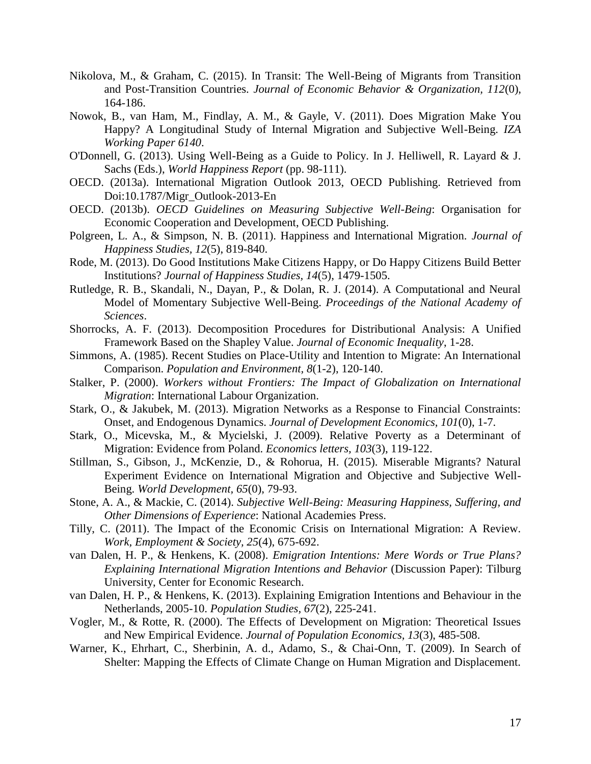Nikolova, M., & Graham, C. (2015). In Transit: The Well-Being of Migrants from Transition and Post-Transition Countries. *Journal of Economic Behavior & Organization, 112*(0), 164-186.

Nowok, B., van Ham, M., Findlay, A. M., & Gayle, V. (2011). Does Migration Make You Happy? A Longitudinal Study of Internal Migration and Subjective Well-Being. *IZA Working Paper 6140*.

O'Donnell, G. (2013). Using Well-Being as a Guide to Policy. In J. Helliwell, R. Layard & J. Sachs (Eds.), *World Happiness Report* (pp. 98-111).

OECD. (2013a). International Migration Outlook 2013, OECD Publishing. Retrieved from Doi:10.1787/Migr_Outlook-2013-En

OECD. (2013b). *OECD Guidelines on Measuring Subjective Well-Being*: Organisation for Economic Cooperation and Development, OECD Publishing.

Polgreen, L. A., & Simpson, N. B. (2011). Happiness and International Migration. *Journal of Happiness Studies, 12*(5), 819-840.

Rode, M. (2013). Do Good Institutions Make Citizens Happy, or Do Happy Citizens Build Better Institutions? *Journal of Happiness Studies, 14*(5), 1479-1505.

Rutledge, R. B., Skandali, N., Dayan, P., & Dolan, R. J. (2014). A Computational and Neural Model of Momentary Subjective Well-Being. *Proceedings of the National Academy of Sciences*.

Shorrocks, A. F. (2013). Decomposition Procedures for Distributional Analysis: A Unified Framework Based on the Shapley Value. *Journal of Economic Inequality*, 1-28.

Simmons, A. (1985). Recent Studies on Place-Utility and Intention to Migrate: An International Comparison. *Population and Environment, 8*(1-2), 120-140.

Stalker, P. (2000). *Workers without Frontiers: The Impact of Globalization on International Migration*: International Labour Organization.

Stark, O., & Jakubek, M. (2013). Migration Networks as a Response to Financial Constraints: Onset, and Endogenous Dynamics. *Journal of Development Economics, 101*(0), 1-7.

Stark, O., Micevska, M., & Mycielski, J. (2009). Relative Poverty as a Determinant of Migration: Evidence from Poland. *Economics letters, 103*(3), 119-122.

Stillman, S., Gibson, J., McKenzie, D., & Rohorua, H. (2015). Miserable Migrants? Natural Experiment Evidence on International Migration and Objective and Subjective Well-Being. *World Development, 65*(0), 79-93.

Stone, A. A., & Mackie, C. (2014). *Subjective Well-Being: Measuring Happiness, Suffering, and Other Dimensions of Experience*: National Academies Press.

Tilly, C. (2011). The Impact of the Economic Crisis on International Migration: A Review. *Work, Employment & Society, 25*(4), 675-692.

van Dalen, H. P., & Henkens, K. (2008). *Emigration Intentions: Mere Words or True Plans? Explaining International Migration Intentions and Behavior* (Discussion Paper): Tilburg University, Center for Economic Research.

van Dalen, H. P., & Henkens, K. (2013). Explaining Emigration Intentions and Behaviour in the Netherlands, 2005-10. *Population Studies, 67*(2), 225-241.

Vogler, M., & Rotte, R. (2000). The Effects of Development on Migration: Theoretical Issues and New Empirical Evidence. *Journal of Population Economics, 13*(3), 485-508.

Warner, K., Ehrhart, C., Sherbinin, A. d., Adamo, S., & Chai-Onn, T. (2009). In Search of Shelter: Mapping the Effects of Climate Change on Human Migration and Displacement.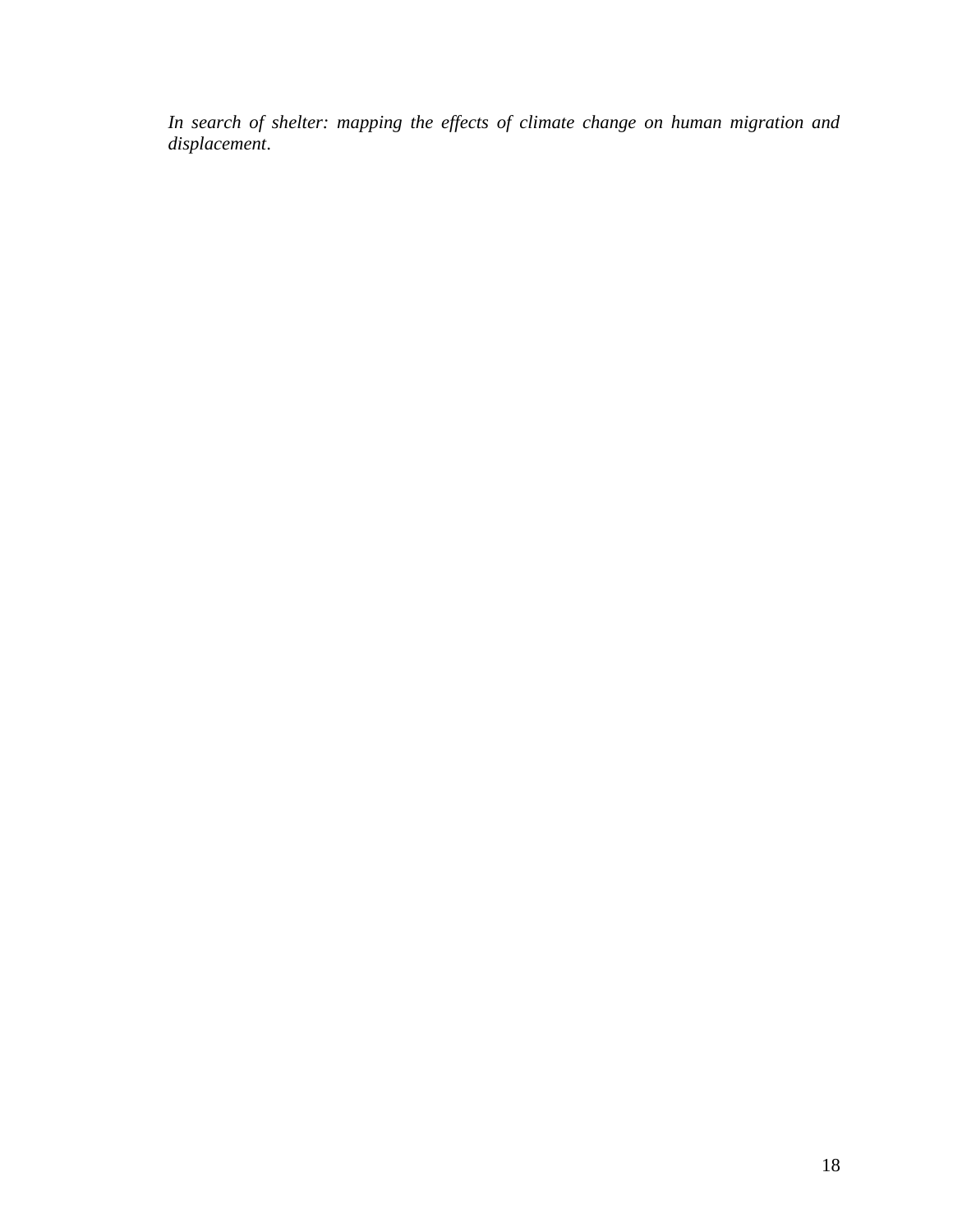*In search of shelter: mapping the effects of climate change on human migration and displacement*.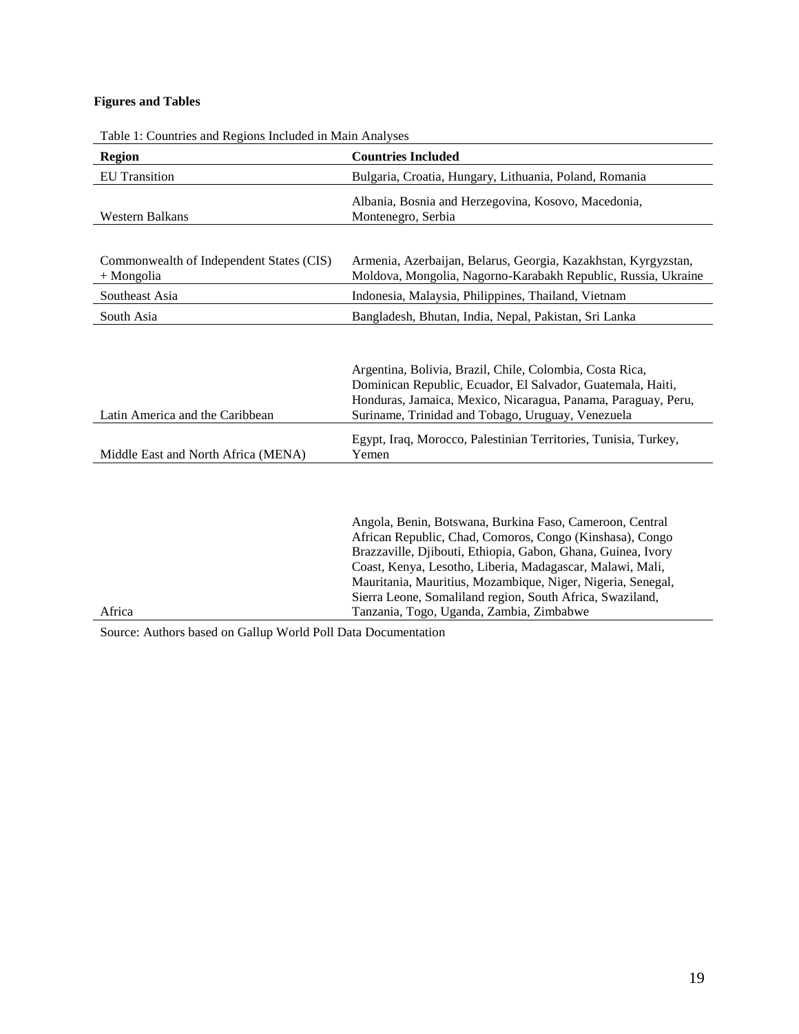**Figures and Tables**

Table 1: Countries and Regions Included in Main Analyses

| Region | Countries Included |
| --- | --- |
| EU Transition | Bulgaria, Croatia, Hungary, Lithuania, Poland, Romania |
| Western Balkans | Albania, Bosnia and Herzegovina, Kosovo, Macedonia, Montenegro, Serbia |
| Commonwealth of Independent States (CIS) + Mongolia | Armenia, Azerbaijan, Belarus, Georgia, Kazakhstan, Kyrgyzstan, Moldova, Mongolia, Nagorno-Karabakh Republic, Russia, Ukraine |
| Southeast Asia | Indonesia, Malaysia, Philippines, Thailand, Vietnam |
| South Asia | Bangladesh, Bhutan, India, Nepal, Pakistan, Sri Lanka |
| Latin America and the Caribbean | Argentina, Bolivia, Brazil, Chile, Colombia, Costa Rica, Dominican Republic, Ecuador, El Salvador, Guatemala, Haiti, Honduras, Jamaica, Mexico, Nicaragua, Panama, Paraguay, Peru, Suriname, Trinidad and Tobago, Uruguay, Venezuela |
| Middle East and North Africa (MENA) | Egypt, Iraq, Morocco, Palestinian Territories, Tunisia, Turkey, Yemen |
| Africa | Angola, Benin, Botswana, Burkina Faso, Cameroon, Central African Republic, Chad, Comoros, Congo (Kinshasa), Congo Brazzaville, Djibouti, Ethiopia, Gabon, Ghana, Guinea, Ivory Coast, Kenya, Lesotho, Liberia, Madagascar, Malawi, Mali, Mauritania, Mauritius, Mozambique, Niger, Nigeria, Senegal, Sierra Leone, Somaliland region, South Africa, Swaziland, Tanzania, Togo, Uganda, Zambia, Zimbabwe |

Source: Authors based on Gallup World Poll Data Documentation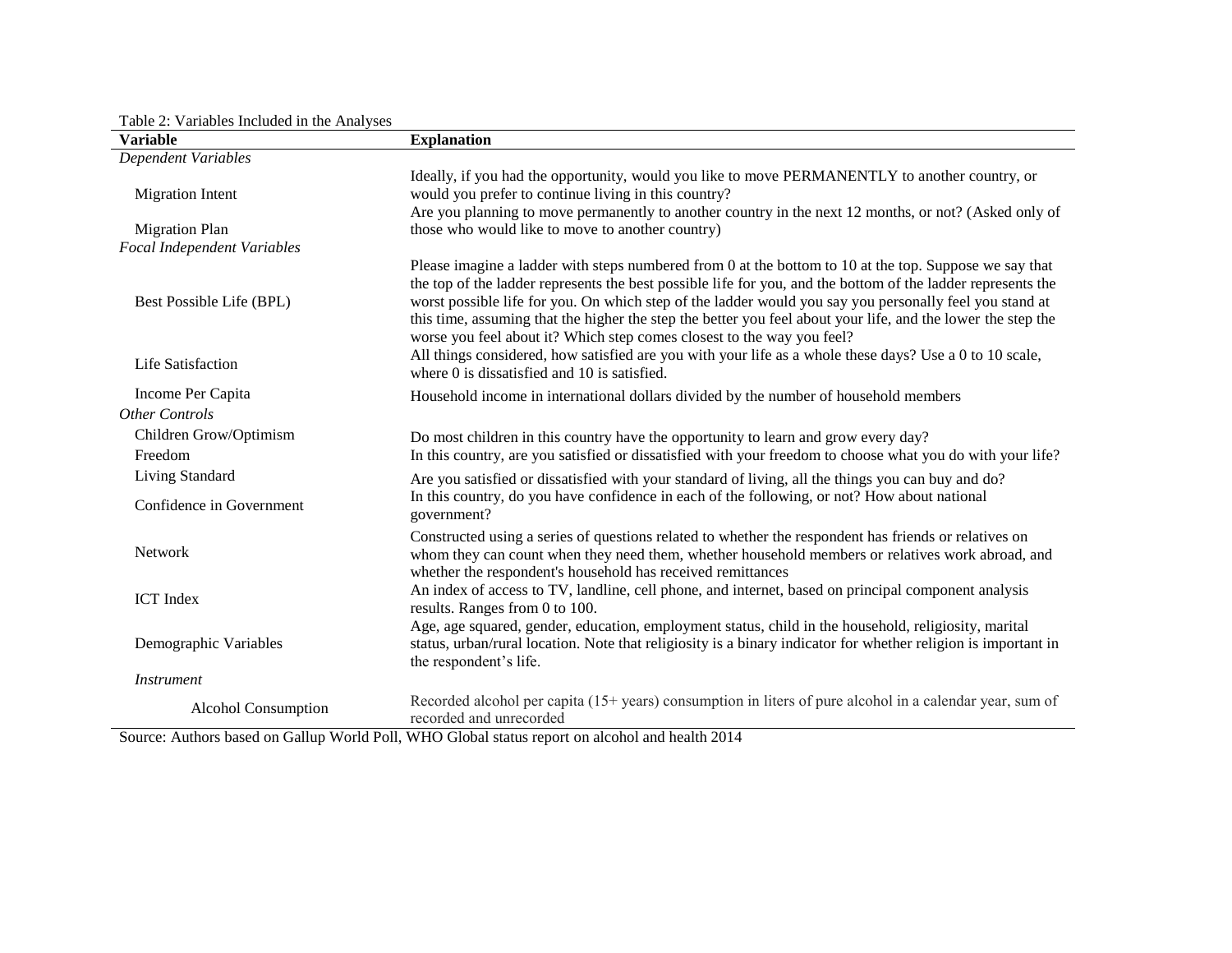Table 2: Variables Included in the Analyses

| Variable | Explanation |
|---|---|
| *Dependent Variables* | |
| Migration Intent | Ideally, if you had the opportunity, would you like to move PERMANENTLY to another country, or would you prefer to continue living in this country? |
| Migration Plan | Are you planning to move permanently to another country in the next 12 months, or not? (Asked only of those who would like to move to another country) |
| *Focal Independent Variables* | |
| Best Possible Life (BPL) | Please imagine a ladder with steps numbered from 0 at the bottom to 10 at the top. Suppose we say that the top of the ladder represents the best possible life for you, and the bottom of the ladder represents the worst possible life for you. On which step of the ladder would you say you personally feel you stand at this time, assuming that the higher the step the better you feel about your life, and the lower the step the worse you feel about it? Which step comes closest to the way you feel? |
| Life Satisfaction | All things considered, how satisfied are you with your life as a whole these days? Use a 0 to 10 scale, where 0 is dissatisfied and 10 is satisfied. |
| Income Per Capita | Household income in international dollars divided by the number of household members |
| *Other Controls* | |
| Children Grow/Optimism | Do most children in this country have the opportunity to learn and grow every day? |
| Freedom | In this country, are you satisfied or dissatisfied with your freedom to choose what you do with your life? |
| Living Standard | Are you satisfied or dissatisfied with your standard of living, all the things you can buy and do? |
| Confidence in Government | In this country, do you have confidence in each of the following, or not? How about national government? |
| Network | Constructed using a series of questions related to whether the respondent has friends or relatives on whom they can count when they need them, whether household members or relatives work abroad, and whether the respondent's household has received remittances |
| ICT Index | An index of access to TV, landline, cell phone, and internet, based on principal component analysis results. Ranges from 0 to 100. |
| Demographic Variables | Age, age squared, gender, education, employment status, child in the household, religiosity, marital status, urban/rural location. Note that religiosity is a binary indicator for whether religion is important in the respondent's life. |
| *Instrument* | |
| Alcohol Consumption | Recorded alcohol per capita (15+ years) consumption in liters of pure alcohol in a calendar year, sum of recorded and unrecorded |

Source: Authors based on Gallup World Poll, WHO Global status report on alcohol and health 2014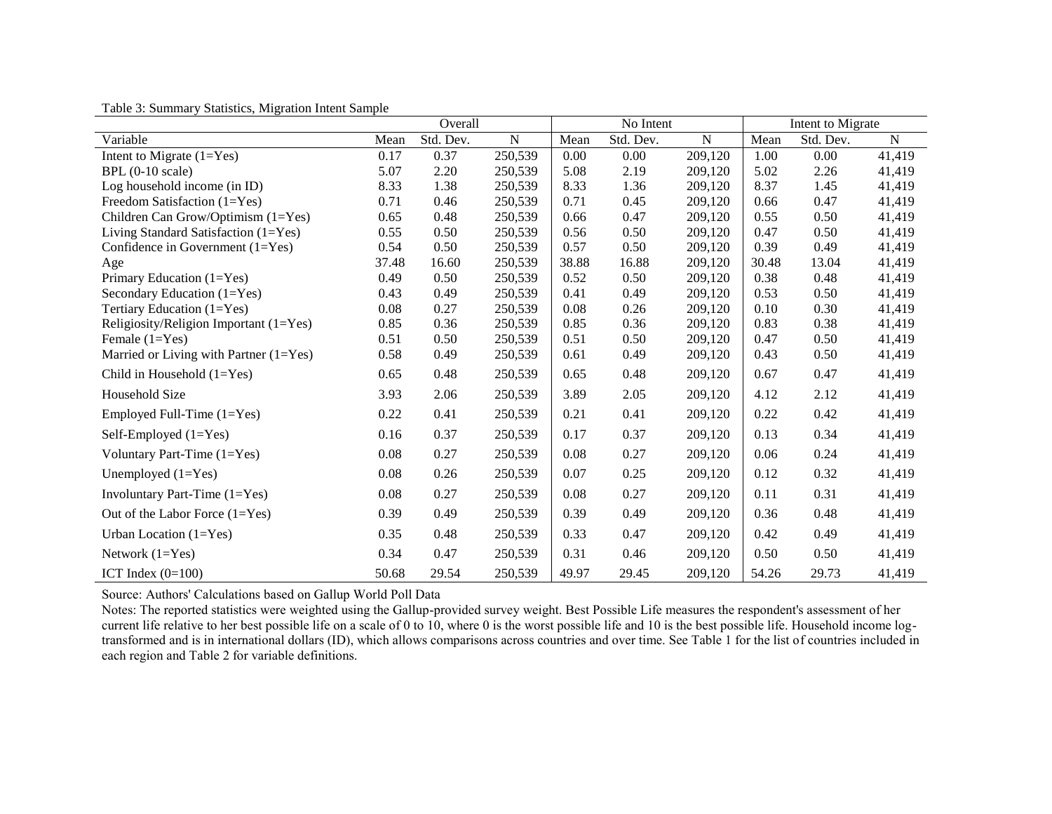Table 3: Summary Statistics, Migration Intent Sample

| | Overall | | | No Intent | | | Intent to Migrate | | |
|---|---|---|---|---|---|---|---|---|---|
| Variable | Mean | Std. Dev. | N | Mean | Std. Dev. | N | Mean | Std. Dev. | N |
| Intent to Migrate (1=Yes) | 0.17 | 0.37 | 250,539 | 0.00 | 0.00 | 209,120 | 1.00 | 0.00 | 41,419 |
| BPL (0-10 scale) | 5.07 | 2.20 | 250,539 | 5.08 | 2.19 | 209,120 | 5.02 | 2.26 | 41,419 |
| Log household income (in ID) | 8.33 | 1.38 | 250,539 | 8.33 | 1.36 | 209,120 | 8.37 | 1.45 | 41,419 |
| Freedom Satisfaction (1=Yes) | 0.71 | 0.46 | 250,539 | 0.71 | 0.45 | 209,120 | 0.66 | 0.47 | 41,419 |
| Children Can Grow/Optimism (1=Yes) | 0.65 | 0.48 | 250,539 | 0.66 | 0.47 | 209,120 | 0.55 | 0.50 | 41,419 |
| Living Standard Satisfaction (1=Yes) | 0.55 | 0.50 | 250,539 | 0.56 | 0.50 | 209,120 | 0.47 | 0.50 | 41,419 |
| Confidence in Government (1=Yes) | 0.54 | 0.50 | 250,539 | 0.57 | 0.50 | 209,120 | 0.39 | 0.49 | 41,419 |
| Age | 37.48 | 16.60 | 250,539 | 38.88 | 16.88 | 209,120 | 30.48 | 13.04 | 41,419 |
| Primary Education (1=Yes) | 0.49 | 0.50 | 250,539 | 0.52 | 0.50 | 209,120 | 0.38 | 0.48 | 41,419 |
| Secondary Education (1=Yes) | 0.43 | 0.49 | 250,539 | 0.41 | 0.49 | 209,120 | 0.53 | 0.50 | 41,419 |
| Tertiary Education (1=Yes) | 0.08 | 0.27 | 250,539 | 0.08 | 0.26 | 209,120 | 0.10 | 0.30 | 41,419 |
| Religiosity/Religion Important (1=Yes) | 0.85 | 0.36 | 250,539 | 0.85 | 0.36 | 209,120 | 0.83 | 0.38 | 41,419 |
| Female (1=Yes) | 0.51 | 0.50 | 250,539 | 0.51 | 0.50 | 209,120 | 0.47 | 0.50 | 41,419 |
| Married or Living with Partner (1=Yes) | 0.58 | 0.49 | 250,539 | 0.61 | 0.49 | 209,120 | 0.43 | 0.50 | 41,419 |
| Child in Household (1=Yes) | 0.65 | 0.48 | 250,539 | 0.65 | 0.48 | 209,120 | 0.67 | 0.47 | 41,419 |
| Household Size | 3.93 | 2.06 | 250,539 | 3.89 | 2.05 | 209,120 | 4.12 | 2.12 | 41,419 |
| Employed Full-Time (1=Yes) | 0.22 | 0.41 | 250,539 | 0.21 | 0.41 | 209,120 | 0.22 | 0.42 | 41,419 |
| Self-Employed (1=Yes) | 0.16 | 0.37 | 250,539 | 0.17 | 0.37 | 209,120 | 0.13 | 0.34 | 41,419 |
| Voluntary Part-Time (1=Yes) | 0.08 | 0.27 | 250,539 | 0.08 | 0.27 | 209,120 | 0.06 | 0.24 | 41,419 |
| Unemployed (1=Yes) | 0.08 | 0.26 | 250,539 | 0.07 | 0.25 | 209,120 | 0.12 | 0.32 | 41,419 |
| Involuntary Part-Time (1=Yes) | 0.08 | 0.27 | 250,539 | 0.08 | 0.27 | 209,120 | 0.11 | 0.31 | 41,419 |
| Out of the Labor Force (1=Yes) | 0.39 | 0.49 | 250,539 | 0.39 | 0.49 | 209,120 | 0.36 | 0.48 | 41,419 |
| Urban Location (1=Yes) | 0.35 | 0.48 | 250,539 | 0.33 | 0.47 | 209,120 | 0.42 | 0.49 | 41,419 |
| Network (1=Yes) | 0.34 | 0.47 | 250,539 | 0.31 | 0.46 | 209,120 | 0.50 | 0.50 | 41,419 |
| ICT Index (0=100) | 50.68 | 29.54 | 250,539 | 49.97 | 29.45 | 209,120 | 54.26 | 29.73 | 41,419 |

Source: Authors' Calculations based on Gallup World Poll Data

Notes: The reported statistics were weighted using the Gallup-provided survey weight. Best Possible Life measures the respondent's assessment of her current life relative to her best possible life on a scale of 0 to 10, where 0 is the worst possible life and 10 is the best possible life. Household income log-transformed and is in international dollars (ID), which allows comparisons across countries and over time. See Table 1 for the list of countries included in each region and Table 2 for variable definitions.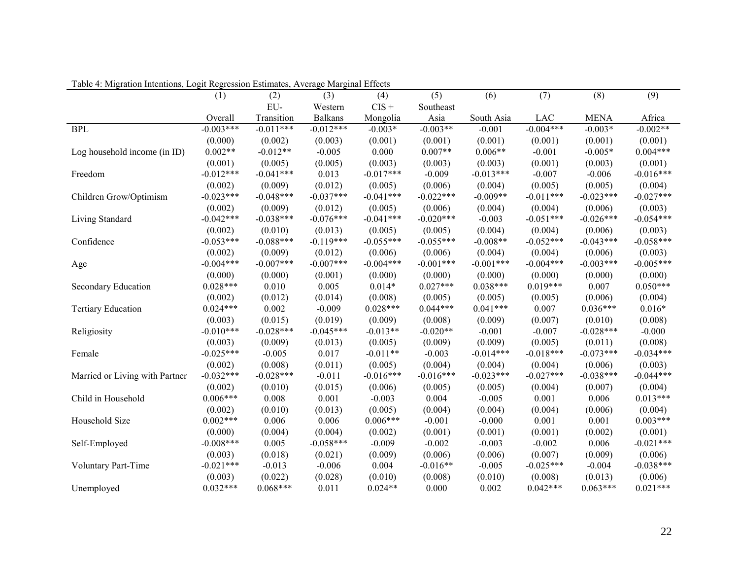Table 4: Migration Intentions, Logit Regression Estimates, Average Marginal Effects

| | (1) | (2) | (3) | (4) | (5) | (6) | (7) | (8) | (9) |
|---|---|---|---|---|---|---|---|---|---|
| | Overall | EU-Transition | Western Balkans | CIS + Mongolia | Southeast Asia | South Asia | LAC | MENA | Africa |
| BPL | -0.003*** | -0.011*** | -0.012*** | -0.003* | -0.003** | -0.001 | -0.004*** | -0.003* | -0.002** |
| | (0.000) | (0.002) | (0.003) | (0.001) | (0.001) | (0.001) | (0.001) | (0.001) | (0.001) |
| Log household income (in ID) | 0.002** | -0.012** | -0.005 | 0.000 | 0.007** | 0.006** | -0.001 | -0.005* | 0.004*** |
| | (0.001) | (0.005) | (0.005) | (0.003) | (0.003) | (0.003) | (0.001) | (0.003) | (0.001) |
| Freedom | -0.012*** | -0.041*** | 0.013 | -0.017*** | -0.009 | -0.013*** | -0.007 | -0.006 | -0.016*** |
| | (0.002) | (0.009) | (0.012) | (0.005) | (0.006) | (0.004) | (0.005) | (0.005) | (0.004) |
| Children Grow/Optimism | -0.023*** | -0.048*** | -0.037*** | -0.041*** | -0.022*** | -0.009** | -0.011*** | -0.023*** | -0.027*** |
| | (0.002) | (0.009) | (0.012) | (0.005) | (0.006) | (0.004) | (0.004) | (0.006) | (0.003) |
| Living Standard | -0.042*** | -0.038*** | -0.076*** | -0.041*** | -0.020*** | -0.003 | -0.051*** | -0.026*** | -0.054*** |
| | (0.002) | (0.010) | (0.013) | (0.005) | (0.005) | (0.004) | (0.004) | (0.006) | (0.003) |
| Confidence | -0.053*** | -0.088*** | -0.119*** | -0.055*** | -0.055*** | -0.008** | -0.052*** | -0.043*** | -0.058*** |
| | (0.002) | (0.009) | (0.012) | (0.006) | (0.006) | (0.004) | (0.004) | (0.006) | (0.003) |
| Age | -0.004*** | -0.007*** | -0.007*** | -0.004*** | -0.001*** | -0.001*** | -0.004*** | -0.003*** | -0.005*** |
| | (0.000) | (0.000) | (0.001) | (0.000) | (0.000) | (0.000) | (0.000) | (0.000) | (0.000) |
| Secondary Education | 0.028*** | 0.010 | 0.005 | 0.014* | 0.027*** | 0.038*** | 0.019*** | 0.007 | 0.050*** |
| | (0.002) | (0.012) | (0.014) | (0.008) | (0.005) | (0.005) | (0.005) | (0.006) | (0.004) |
| Tertiary Education | 0.024*** | 0.002 | -0.009 | 0.028*** | 0.044*** | 0.041*** | 0.007 | 0.036*** | 0.016* |
| | (0.003) | (0.015) | (0.019) | (0.009) | (0.008) | (0.009) | (0.007) | (0.010) | (0.008) |
| Religiosity | -0.010*** | -0.028*** | -0.045*** | -0.013** | -0.020** | -0.001 | -0.007 | -0.028*** | -0.000 |
| | (0.003) | (0.009) | (0.013) | (0.005) | (0.009) | (0.009) | (0.005) | (0.011) | (0.008) |
| Female | -0.025*** | -0.005 | 0.017 | -0.011** | -0.003 | -0.014*** | -0.018*** | -0.073*** | -0.034*** |
| | (0.002) | (0.008) | (0.011) | (0.005) | (0.004) | (0.004) | (0.004) | (0.006) | (0.003) |
| Married or Living with Partner | -0.032*** | -0.028*** | -0.011 | -0.016*** | -0.016*** | -0.023*** | -0.027*** | -0.038*** | -0.044*** |
| | (0.002) | (0.010) | (0.015) | (0.006) | (0.005) | (0.005) | (0.004) | (0.007) | (0.004) |
| Child in Household | 0.006*** | 0.008 | 0.001 | -0.003 | 0.004 | -0.005 | 0.001 | 0.006 | 0.013*** |
| | (0.002) | (0.010) | (0.013) | (0.005) | (0.004) | (0.004) | (0.004) | (0.006) | (0.004) |
| Household Size | 0.002*** | 0.006 | 0.006 | 0.006*** | -0.001 | -0.000 | 0.001 | 0.001 | 0.003*** |
| | (0.000) | (0.004) | (0.004) | (0.002) | (0.001) | (0.001) | (0.001) | (0.002) | (0.001) |
| Self-Employed | -0.008*** | 0.005 | -0.058*** | -0.009 | -0.002 | -0.003 | -0.002 | 0.006 | -0.021*** |
| | (0.003) | (0.018) | (0.021) | (0.009) | (0.006) | (0.006) | (0.007) | (0.009) | (0.006) |
| Voluntary Part-Time | -0.021*** | -0.013 | -0.006 | 0.004 | -0.016** | -0.005 | -0.025*** | -0.004 | -0.038*** |
| | (0.003) | (0.022) | (0.028) | (0.010) | (0.008) | (0.010) | (0.008) | (0.013) | (0.006) |
| Unemployed | 0.032*** | 0.068*** | 0.011 | 0.024** | 0.000 | 0.002 | 0.042*** | 0.063*** | 0.021*** |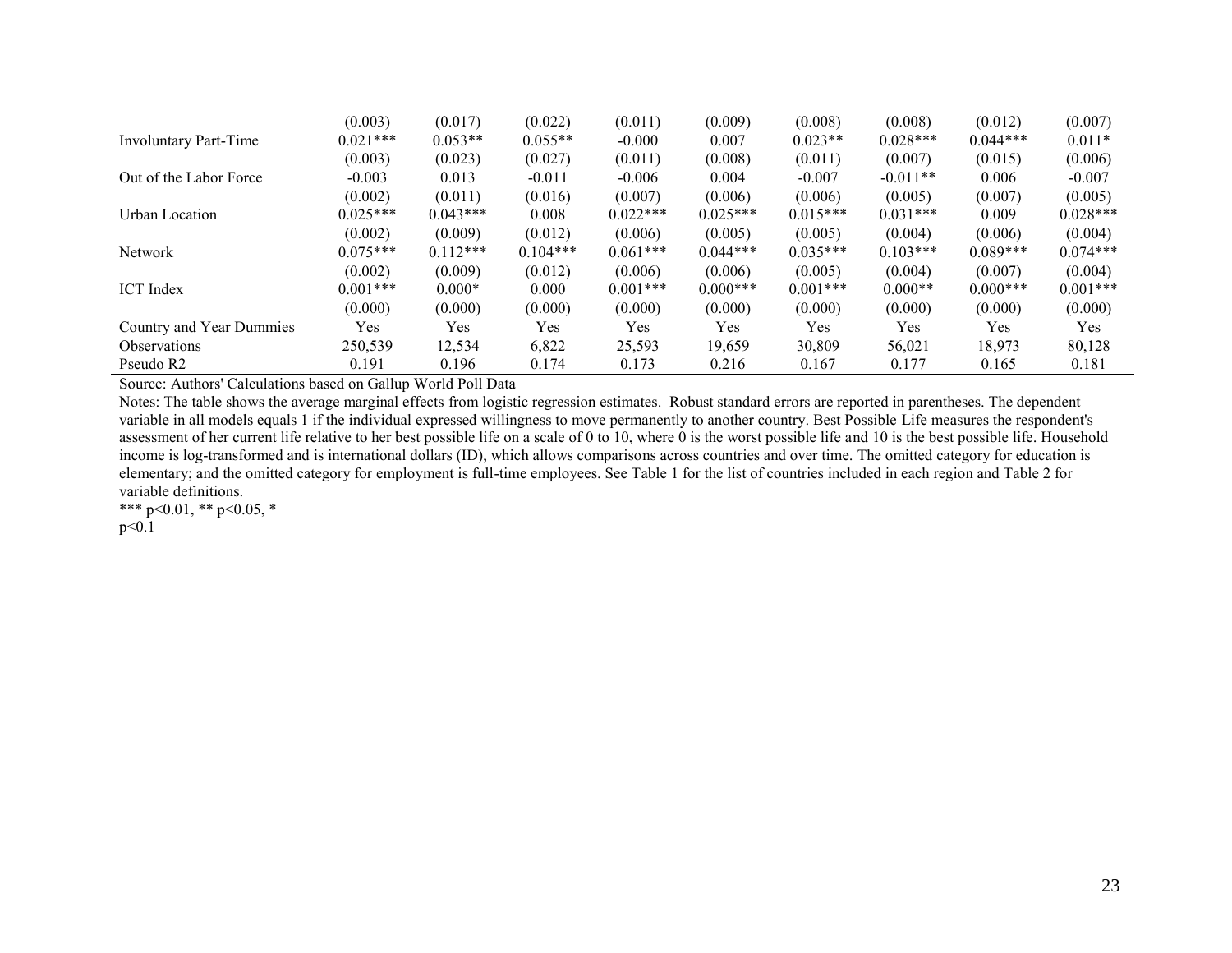| | | | | | | | | | |
|---|---|---|---|---|---|---|---|---|---|
| | (0.003) | (0.017) | (0.022) | (0.011) | (0.009) | (0.008) | (0.008) | (0.012) | (0.007) |
| Involuntary Part-Time | 0.021*** | 0.053** | 0.055** | -0.000 | 0.007 | 0.023** | 0.028*** | 0.044*** | 0.011* |
| | (0.003) | (0.023) | (0.027) | (0.011) | (0.008) | (0.011) | (0.007) | (0.015) | (0.006) |
| Out of the Labor Force | -0.003 | 0.013 | -0.011 | -0.006 | 0.004 | -0.007 | -0.011** | 0.006 | -0.007 |
| | (0.002) | (0.011) | (0.016) | (0.007) | (0.006) | (0.006) | (0.005) | (0.007) | (0.005) |
| Urban Location | 0.025*** | 0.043*** | 0.008 | 0.022*** | 0.025*** | 0.015*** | 0.031*** | 0.009 | 0.028*** |
| | (0.002) | (0.009) | (0.012) | (0.006) | (0.005) | (0.005) | (0.004) | (0.006) | (0.004) |
| Network | 0.075*** | 0.112*** | 0.104*** | 0.061*** | 0.044*** | 0.035*** | 0.103*** | 0.089*** | 0.074*** |
| | (0.002) | (0.009) | (0.012) | (0.006) | (0.006) | (0.005) | (0.004) | (0.007) | (0.004) |
| ICT Index | 0.001*** | 0.000* | 0.000 | 0.001*** | 0.000*** | 0.001*** | 0.000** | 0.000*** | 0.001*** |
| | (0.000) | (0.000) | (0.000) | (0.000) | (0.000) | (0.000) | (0.000) | (0.000) | (0.000) |
| Country and Year Dummies | Yes | Yes | Yes | Yes | Yes | Yes | Yes | Yes | Yes |
| Observations | 250,539 | 12,534 | 6,822 | 25,593 | 19,659 | 30,809 | 56,021 | 18,973 | 80,128 |
| Pseudo R2 | 0.191 | 0.196 | 0.174 | 0.173 | 0.216 | 0.167 | 0.177 | 0.165 | 0.181 |

Source: Authors' Calculations based on Gallup World Poll Data

Notes: The table shows the average marginal effects from logistic regression estimates. Robust standard errors are reported in parentheses. The dependent variable in all models equals 1 if the individual expressed willingness to move permanently to another country. Best Possible Life measures the respondent's assessment of her current life relative to her best possible life on a scale of 0 to 10, where 0 is the worst possible life and 10 is the best possible life. Household income is log-transformed and is international dollars (ID), which allows comparisons across countries and over time. The omitted category for education is elementary; and the omitted category for employment is full-time employees. See Table 1 for the list of countries included in each region and Table 2 for variable definitions.

*** p<0.01, ** p<0.05, * p<0.1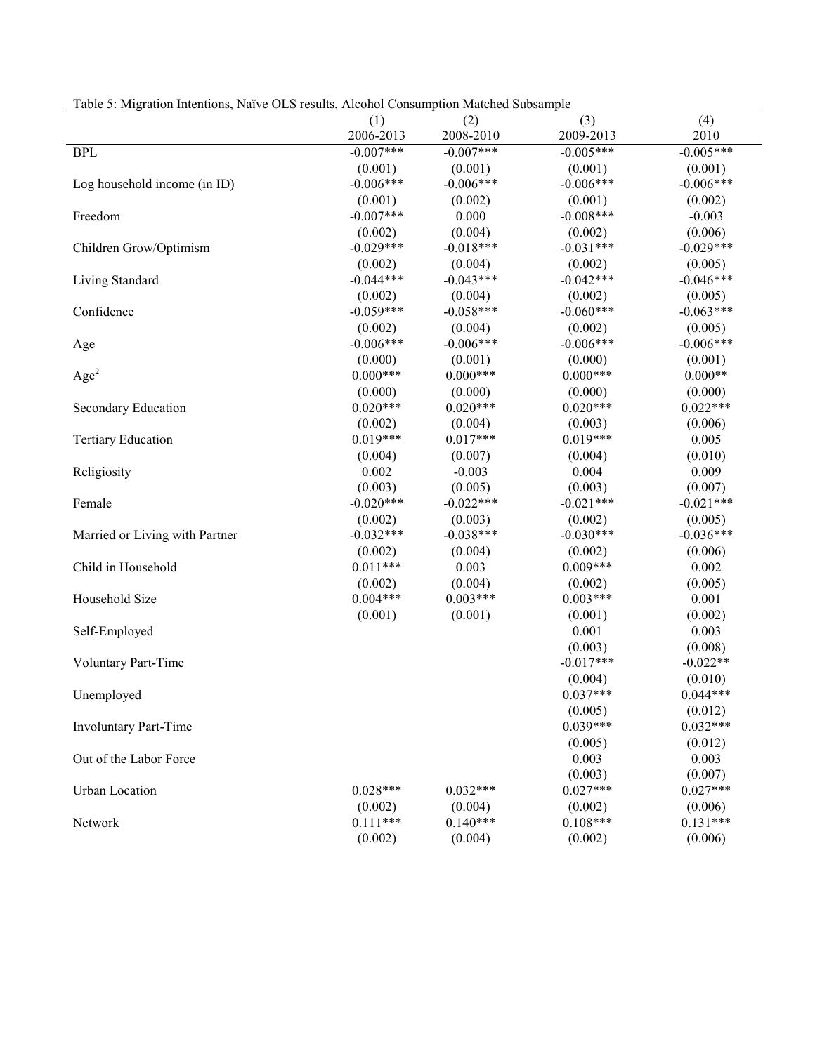Table 5: Migration Intentions, Naïve OLS results, Alcohol Consumption Matched Subsample

| | (1) | (2) | (3) | (4) |
|---|---|---|---|---|
| | 2006-2013 | 2008-2010 | 2009-2013 | 2010 |
| BPL | -0.007*** | -0.007*** | -0.005*** | -0.005*** |
| | (0.001) | (0.001) | (0.001) | (0.001) |
| Log household income (in ID) | -0.006*** | -0.006*** | -0.006*** | -0.006*** |
| | (0.001) | (0.002) | (0.001) | (0.002) |
| Freedom | -0.007*** | 0.000 | -0.008*** | -0.003 |
| | (0.002) | (0.004) | (0.002) | (0.006) |
| Children Grow/Optimism | -0.029*** | -0.018*** | -0.031*** | -0.029*** |
| | (0.002) | (0.004) | (0.002) | (0.005) |
| Living Standard | -0.044*** | -0.043*** | -0.042*** | -0.046*** |
| | (0.002) | (0.004) | (0.002) | (0.005) |
| Confidence | -0.059*** | -0.058*** | -0.060*** | -0.063*** |
| | (0.002) | (0.004) | (0.002) | (0.005) |
| Age | -0.006*** | -0.006*** | -0.006*** | -0.006*** |
| | (0.000) | (0.001) | (0.000) | (0.001) |
| $Age^2$ | 0.000*** | 0.000*** | 0.000*** | 0.000** |
| | (0.000) | (0.000) | (0.000) | (0.000) |
| Secondary Education | 0.020*** | 0.020*** | 0.020*** | 0.022*** |
| | (0.002) | (0.004) | (0.003) | (0.006) |
| Tertiary Education | 0.019*** | 0.017*** | 0.019*** | 0.005 |
| | (0.004) | (0.007) | (0.004) | (0.010) |
| Religiosity | 0.002 | -0.003 | 0.004 | 0.009 |
| | (0.003) | (0.005) | (0.003) | (0.007) |
| Female | -0.020*** | -0.022*** | -0.021*** | -0.021*** |
| | (0.002) | (0.003) | (0.002) | (0.005) |
| Married or Living with Partner | -0.032*** | -0.038*** | -0.030*** | -0.036*** |
| | (0.002) | (0.004) | (0.002) | (0.006) |
| Child in Household | 0.011*** | 0.003 | 0.009*** | 0.002 |
| | (0.002) | (0.004) | (0.002) | (0.005) |
| Household Size | 0.004*** | 0.003*** | 0.003*** | 0.001 |
| | (0.001) | (0.001) | (0.001) | (0.002) |
| Self-Employed | | | 0.001 | 0.003 |
| | | | (0.003) | (0.008) |
| Voluntary Part-Time | | | -0.017*** | -0.022** |
| | | | (0.004) | (0.010) |
| Unemployed | | | 0.037*** | 0.044*** |
| | | | (0.005) | (0.012) |
| Involuntary Part-Time | | | 0.039*** | 0.032*** |
| | | | (0.005) | (0.012) |
| Out of the Labor Force | | | 0.003 | 0.003 |
| | | | (0.003) | (0.007) |
| Urban Location | 0.028*** | 0.032*** | 0.027*** | 0.027*** |
| | (0.002) | (0.004) | (0.002) | (0.006) |
| Network | 0.111*** | 0.140*** | 0.108*** | 0.131*** |
| | (0.002) | (0.004) | (0.002) | (0.006) |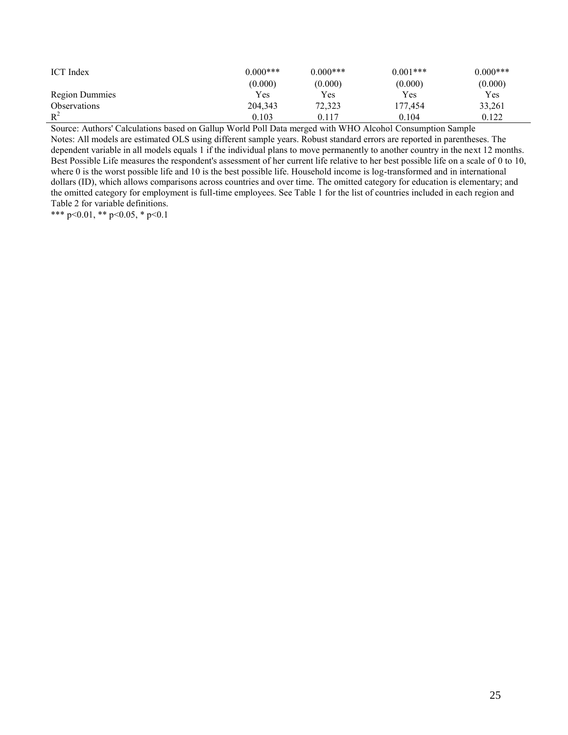| | | | | |
|---|---|---|---|---|
| ICT Index | 0.000*** | 0.000*** | 0.001*** | 0.000*** |
| | (0.000) | (0.000) | (0.000) | (0.000) |
| Region Dummies | Yes | Yes | Yes | Yes |
| Observations | 204,343 | 72,323 | 177,454 | 33,261 |
| $R^2$ | 0.103 | 0.117 | 0.104 | 0.122 |

Source: Authors' Calculations based on Gallup World Poll Data merged with WHO Alcohol Consumption Sample

Notes: All models are estimated OLS using different sample years. Robust standard errors are reported in parentheses. The dependent variable in all models equals 1 if the individual plans to move permanently to another country in the next 12 months. Best Possible Life measures the respondent's assessment of her current life relative to her best possible life on a scale of 0 to 10, where 0 is the worst possible life and 10 is the best possible life. Household income is log-transformed and in international dollars (ID), which allows comparisons across countries and over time. The omitted category for education is elementary; and the omitted category for employment is full-time employees. See Table 1 for the list of countries included in each region and Table 2 for variable definitions.

*** $p<0.01$, ** $p<0.05$, * $p<0.1$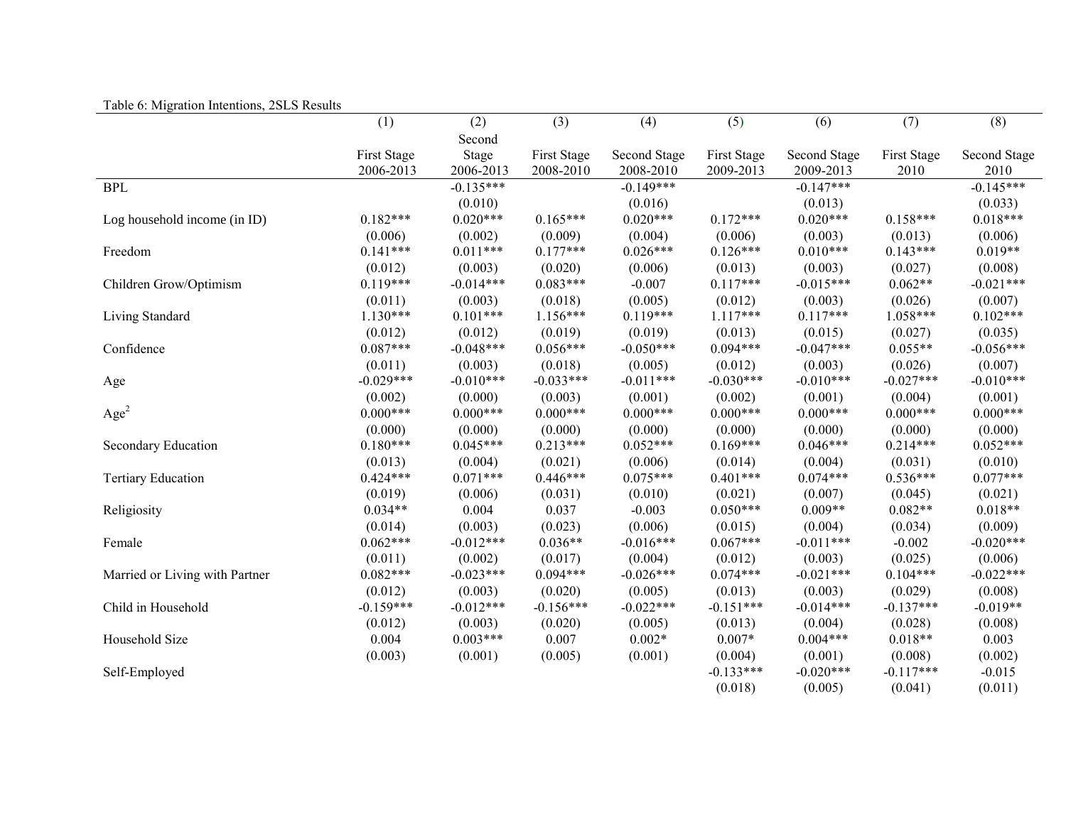Table 6: Migration Intentions, 2SLS Results

| | (1) | (2) | (3) | (4) | (5) | (6) | (7) | (8) |
|---|---|---|---|---|---|---|---|---|
| | First Stage 2006-2013 | Second Stage 2006-2013 | First Stage 2008-2010 | Second Stage 2008-2010 | First Stage 2009-2013 | Second Stage 2009-2013 | First Stage 2010 | Second Stage 2010 |
| BPL | | -0.135*** | | -0.149*** | | -0.147*** | | -0.145*** |
| | | (0.010) | | (0.016) | | (0.013) | | (0.033) |
| Log household income (in ID) | 0.182*** | 0.020*** | 0.165*** | 0.020*** | 0.172*** | 0.020*** | 0.158*** | 0.018*** |
| | (0.006) | (0.002) | (0.009) | (0.004) | (0.006) | (0.003) | (0.013) | (0.006) |
| Freedom | 0.141*** | 0.011*** | 0.177*** | 0.026*** | 0.126*** | 0.010*** | 0.143*** | 0.019** |
| | (0.012) | (0.003) | (0.020) | (0.006) | (0.013) | (0.003) | (0.027) | (0.008) |
| Children Grow/Optimism | 0.119*** | -0.014*** | 0.083*** | -0.007 | 0.117*** | -0.015*** | 0.062** | -0.021*** |
| | (0.011) | (0.003) | (0.018) | (0.005) | (0.012) | (0.003) | (0.026) | (0.007) |
| Living Standard | 1.130*** | 0.101*** | 1.156*** | 0.119*** | 1.117*** | 0.117*** | 1.058*** | 0.102*** |
| | (0.012) | (0.012) | (0.019) | (0.019) | (0.013) | (0.015) | (0.027) | (0.035) |
| Confidence | 0.087*** | -0.048*** | 0.056*** | -0.050*** | 0.094*** | -0.047*** | 0.055** | -0.056*** |
| | (0.011) | (0.003) | (0.018) | (0.005) | (0.012) | (0.003) | (0.026) | (0.007) |
| Age | -0.029*** | -0.010*** | -0.033*** | -0.011*** | -0.030*** | -0.010*** | -0.027*** | -0.010*** |
| | (0.002) | (0.000) | (0.003) | (0.001) | (0.002) | (0.001) | (0.004) | (0.001) |
| Age$^2$ | 0.000*** | 0.000*** | 0.000*** | 0.000*** | 0.000*** | 0.000*** | 0.000*** | 0.000*** |
| | (0.000) | (0.000) | (0.000) | (0.000) | (0.000) | (0.000) | (0.000) | (0.000) |
| Secondary Education | 0.180*** | 0.045*** | 0.213*** | 0.052*** | 0.169*** | 0.046*** | 0.214*** | 0.052*** |
| | (0.013) | (0.004) | (0.021) | (0.006) | (0.014) | (0.004) | (0.031) | (0.010) |
| Tertiary Education | 0.424*** | 0.071*** | 0.446*** | 0.075*** | 0.401*** | 0.074*** | 0.536*** | 0.077*** |
| | (0.019) | (0.006) | (0.031) | (0.010) | (0.021) | (0.007) | (0.045) | (0.021) |
| Religiosity | 0.034** | 0.004 | 0.037 | -0.003 | 0.050*** | 0.009** | 0.082** | 0.018** |
| | (0.014) | (0.003) | (0.023) | (0.006) | (0.015) | (0.004) | (0.034) | (0.009) |
| Female | 0.062*** | -0.012*** | 0.036** | -0.016*** | 0.067*** | -0.011*** | -0.002 | -0.020*** |
| | (0.011) | (0.002) | (0.017) | (0.004) | (0.012) | (0.003) | (0.025) | (0.006) |
| Married or Living with Partner | 0.082*** | -0.023*** | 0.094*** | -0.026*** | 0.074*** | -0.021*** | 0.104*** | -0.022*** |
| | (0.012) | (0.003) | (0.020) | (0.005) | (0.013) | (0.003) | (0.029) | (0.008) |
| Child in Household | -0.159*** | -0.012*** | -0.156*** | -0.022*** | -0.151*** | -0.014*** | -0.137*** | -0.019** |
| | (0.012) | (0.003) | (0.020) | (0.005) | (0.013) | (0.004) | (0.028) | (0.008) |
| Household Size | 0.004 | 0.003*** | 0.007 | 0.002* | 0.007* | 0.004*** | 0.018** | 0.003 |
| | (0.003) | (0.001) | (0.005) | (0.001) | (0.004) | (0.001) | (0.008) | (0.002) |
| Self-Employed | | | | | -0.133*** | -0.020*** | -0.117*** | -0.015 |
| | | | | | (0.018) | (0.005) | (0.041) | (0.011) |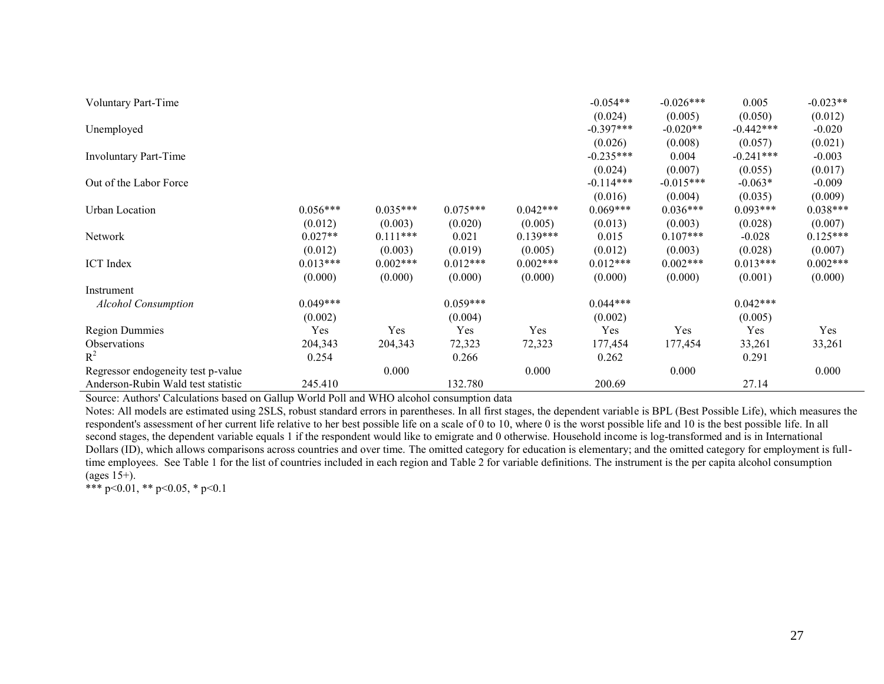| | (1) | (2) | (3) | (4) | (5) | (6) | (7) | (8) |
|---|---|---|---|---|---|---|---|---|
| Voluntary Part-Time | | | | | -0.054** | -0.026*** | 0.005 | -0.023** |
| | | | | | (0.024) | (0.005) | (0.050) | (0.012) |
| Unemployed | | | | | -0.397*** | -0.020** | -0.442*** | -0.020 |
| | | | | | (0.026) | (0.008) | (0.057) | (0.021) |
| Involuntary Part-Time | | | | | -0.235*** | 0.004 | -0.241*** | -0.003 |
| | | | | | (0.024) | (0.007) | (0.055) | (0.017) |
| Out of the Labor Force | | | | | -0.114*** | -0.015*** | -0.063* | -0.009 |
| | | | | | (0.016) | (0.004) | (0.035) | (0.009) |
| Urban Location | 0.056*** | 0.035*** | 0.075*** | 0.042*** | 0.069*** | 0.036*** | 0.093*** | 0.038*** |
| | (0.012) | (0.003) | (0.020) | (0.005) | (0.013) | (0.003) | (0.028) | (0.007) |
| Network | 0.027** | 0.111*** | 0.021 | 0.139*** | 0.015 | 0.107*** | -0.028 | 0.125*** |
| | (0.012) | (0.003) | (0.019) | (0.005) | (0.012) | (0.003) | (0.028) | (0.007) |
| ICT Index | 0.013*** | 0.002*** | 0.012*** | 0.002*** | 0.012*** | 0.002*** | 0.013*** | 0.002*** |
| | (0.000) | (0.000) | (0.000) | (0.000) | (0.000) | (0.000) | (0.001) | (0.000) |
| Instrument | | | | | | | | |
| *Alcohol Consumption* | 0.049*** | | 0.059*** | | 0.044*** | | 0.042*** | |
| | (0.002) | | (0.004) | | (0.002) | | (0.005) | |
| Region Dummies | Yes | Yes | Yes | Yes | Yes | Yes | Yes | Yes |
| Observations | 204,343 | 204,343 | 72,323 | 72,323 | 177,454 | 177,454 | 33,261 | 33,261 |
| $R^2$ | 0.254 | | 0.266 | | 0.262 | | 0.291 | |
| Regressor endogeneity test p-value | | 0.000 | | 0.000 | | 0.000 | | 0.000 |
| Anderson-Rubin Wald test statistic | 245.410 | | 132.780 | | 200.69 | | 27.14 | |

Source: Authors' Calculations based on Gallup World Poll and WHO alcohol consumption data

Notes: All models are estimated using 2SLS, robust standard errors in parentheses. In all first stages, the dependent variable is BPL (Best Possible Life), which measures the respondent's assessment of her current life relative to her best possible life on a scale of 0 to 10, where 0 is the worst possible life and 10 is the best possible life. In all second stages, the dependent variable equals 1 if the respondent would like to emigrate and 0 otherwise. Household income is log-transformed and is in International Dollars (ID), which allows comparisons across countries and over time. The omitted category for education is elementary; and the omitted category for employment is full-time employees. See Table 1 for the list of countries included in each region and Table 2 for variable definitions. The instrument is the per capita alcohol consumption (ages 15+).

*** p<0.01, ** p<0.05, * p<0.1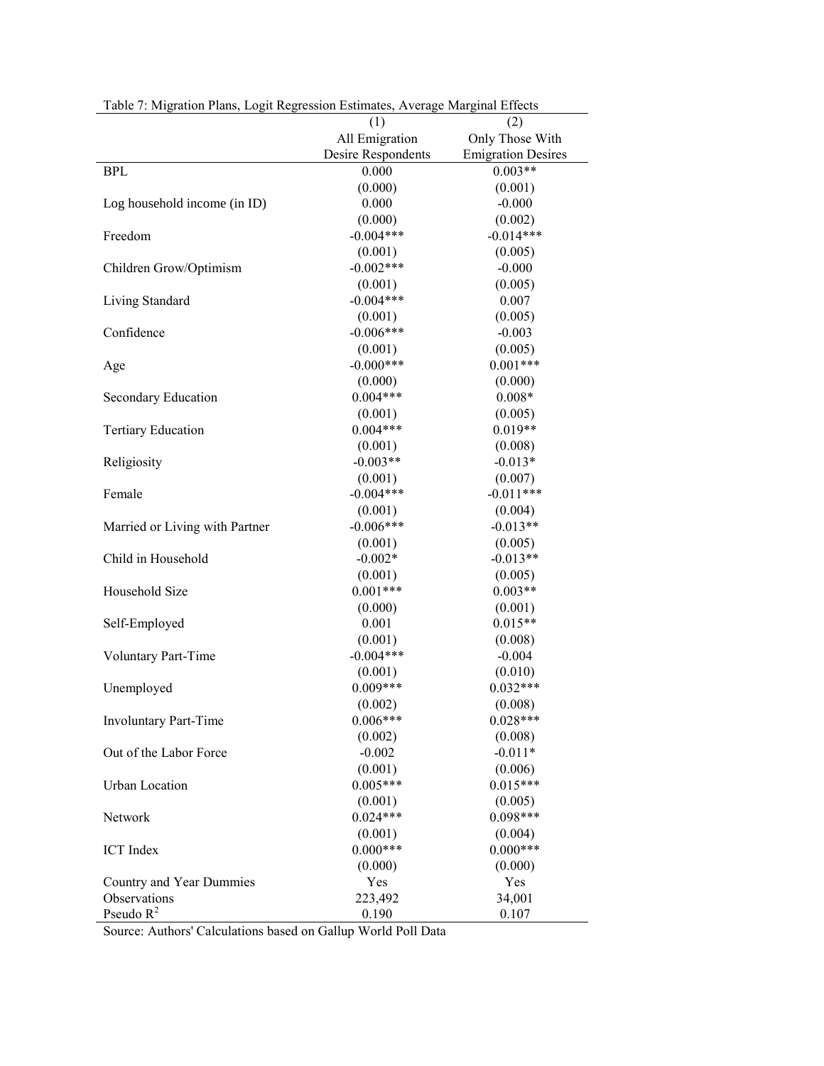Table 7: Migration Plans, Logit Regression Estimates, Average Marginal Effects

| | (1) All Emigration Desire Respondents | (2) Only Those With Emigration Desires |
|---|---|---|
| BPL | 0.000 | 0.003** |
| | (0.000) | (0.001) |
| Log household income (in ID) | 0.000 | -0.000 |
| | (0.000) | (0.002) |
| Freedom | -0.004*** | -0.014*** |
| | (0.001) | (0.005) |
| Children Grow/Optimism | -0.002*** | -0.000 |
| | (0.001) | (0.005) |
| Living Standard | -0.004*** | 0.007 |
| | (0.001) | (0.005) |
| Confidence | -0.006*** | -0.003 |
| | (0.001) | (0.005) |
| Age | -0.000*** | 0.001*** |
| | (0.000) | (0.000) |
| Secondary Education | 0.004*** | 0.008* |
| | (0.001) | (0.005) |
| Tertiary Education | 0.004*** | 0.019** |
| | (0.001) | (0.008) |
| Religiosity | -0.003** | -0.013* |
| | (0.001) | (0.007) |
| Female | -0.004*** | -0.011*** |
| | (0.001) | (0.004) |
| Married or Living with Partner | -0.006*** | -0.013** |
| | (0.001) | (0.005) |
| Child in Household | -0.002* | -0.013** |
| | (0.001) | (0.005) |
| Household Size | 0.001*** | 0.003** |
| | (0.000) | (0.001) |
| Self-Employed | 0.001 | 0.015** |
| | (0.001) | (0.008) |
| Voluntary Part-Time | -0.004*** | -0.004 |
| | (0.001) | (0.010) |
| Unemployed | 0.009*** | 0.032*** |
| | (0.002) | (0.008) |
| Involuntary Part-Time | 0.006*** | 0.028*** |
| | (0.002) | (0.008) |
| Out of the Labor Force | -0.002 | -0.011* |
| | (0.001) | (0.006) |
| Urban Location | 0.005*** | 0.015*** |
| | (0.001) | (0.005) |
| Network | 0.024*** | 0.098*** |
| | (0.001) | (0.004) |
| ICT Index | 0.000*** | 0.000*** |
| | (0.000) | (0.000) |
| Country and Year Dummies | Yes | Yes |
| Observations | 223,492 | 34,001 |
| Pseudo $R^2$ | 0.190 | 0.107 |

Source: Authors' Calculations based on Gallup World Poll Data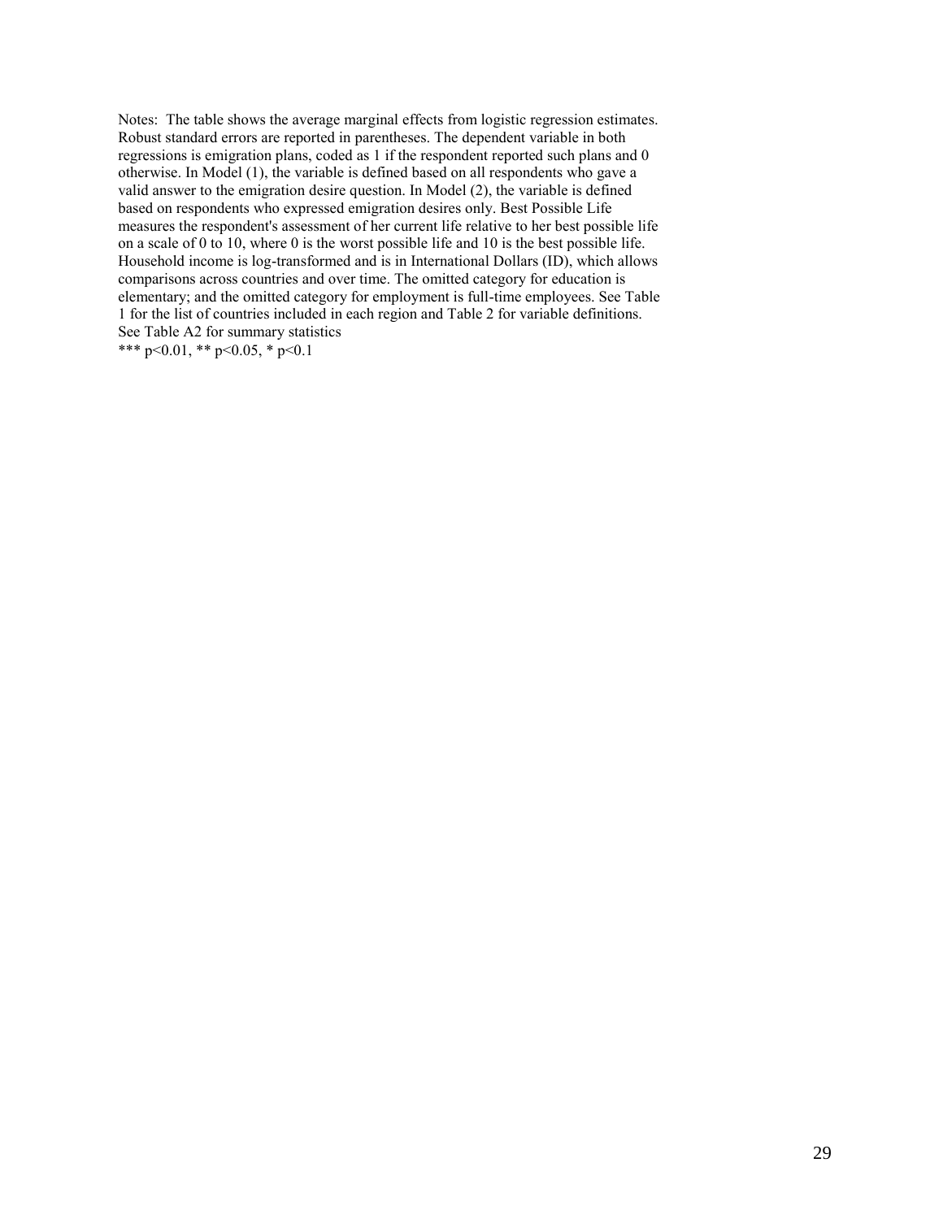Notes: The table shows the average marginal effects from logistic regression estimates. Robust standard errors are reported in parentheses. The dependent variable in both regressions is emigration plans, coded as 1 if the respondent reported such plans and 0 otherwise. In Model (1), the variable is defined based on all respondents who gave a valid answer to the emigration desire question. In Model (2), the variable is defined based on respondents who expressed emigration desires only. Best Possible Life measures the respondent's assessment of her current life relative to her best possible life on a scale of 0 to 10, where 0 is the worst possible life and 10 is the best possible life. Household income is log-transformed and is in International Dollars (ID), which allows comparisons across countries and over time. The omitted category for education is elementary; and the omitted category for employment is full-time employees. See Table 1 for the list of countries included in each region and Table 2 for variable definitions. See Table A2 for summary statistics

*** p<0.01, ** p<0.05, * p<0.1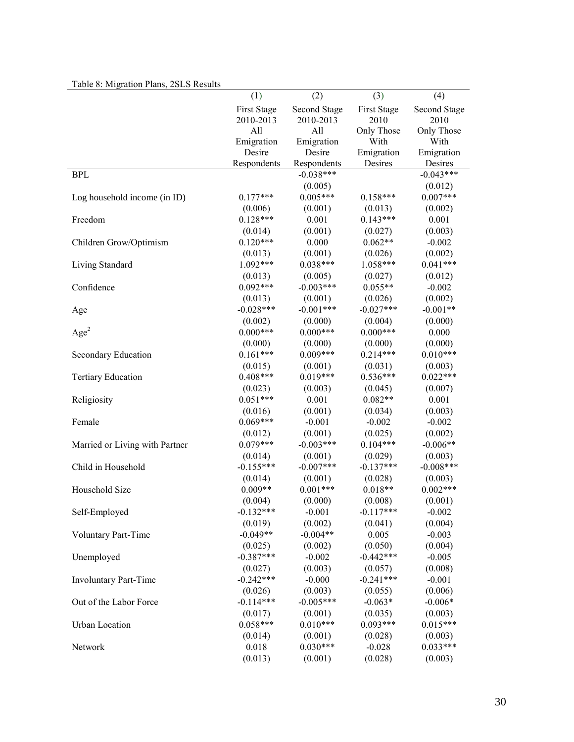Table 8: Migration Plans, 2SLS Results

| | (1) | (2) | (3) | (4) |
|---|---|---|---|---|
| | First Stage 2010-2013 All Emigration Desire Respondents | Second Stage 2010-2013 All Emigration Desire Respondents | First Stage 2010 Only Those With Emigration Desires | Second Stage 2010 Only Those With Emigration Desires |
| BPL | | -0.038*** | | -0.043*** |
| | | (0.005) | | (0.012) |
| Log household income (in ID) | 0.177*** | 0.005*** | 0.158*** | 0.007*** |
| | (0.006) | (0.001) | (0.013) | (0.002) |
| Freedom | 0.128*** | 0.001 | 0.143*** | 0.001 |
| | (0.014) | (0.001) | (0.027) | (0.003) |
| Children Grow/Optimism | 0.120*** | 0.000 | 0.062** | -0.002 |
| | (0.013) | (0.001) | (0.026) | (0.002) |
| Living Standard | 1.092*** | 0.038*** | 1.058*** | 0.041*** |
| | (0.013) | (0.005) | (0.027) | (0.012) |
| Confidence | 0.092*** | -0.003*** | 0.055** | -0.002 |
| | (0.013) | (0.001) | (0.026) | (0.002) |
| Age | -0.028*** | -0.001*** | -0.027*** | -0.001** |
| | (0.002) | (0.000) | (0.004) | (0.000) |
| $Age^2$ | 0.000*** | 0.000*** | 0.000*** | 0.000 |
| | (0.000) | (0.000) | (0.000) | (0.000) |
| Secondary Education | 0.161*** | 0.009*** | 0.214*** | 0.010*** |
| | (0.015) | (0.001) | (0.031) | (0.003) |
| Tertiary Education | 0.408*** | 0.019*** | 0.536*** | 0.022*** |
| | (0.023) | (0.003) | (0.045) | (0.007) |
| Religiosity | 0.051*** | 0.001 | 0.082** | 0.001 |
| | (0.016) | (0.001) | (0.034) | (0.003) |
| Female | 0.069*** | -0.001 | -0.002 | -0.002 |
| | (0.012) | (0.001) | (0.025) | (0.002) |
| Married or Living with Partner | 0.079*** | -0.003*** | 0.104*** | -0.006** |
| | (0.014) | (0.001) | (0.029) | (0.003) |
| Child in Household | -0.155*** | -0.007*** | -0.137*** | -0.008*** |
| | (0.014) | (0.001) | (0.028) | (0.003) |
| Household Size | 0.009** | 0.001*** | 0.018** | 0.002*** |
| | (0.004) | (0.000) | (0.008) | (0.001) |
| Self-Employed | -0.132*** | -0.001 | -0.117*** | -0.002 |
| | (0.019) | (0.002) | (0.041) | (0.004) |
| Voluntary Part-Time | -0.049** | -0.004** | 0.005 | -0.003 |
| | (0.025) | (0.002) | (0.050) | (0.004) |
| Unemployed | -0.387*** | -0.002 | -0.442*** | -0.005 |
| | (0.027) | (0.003) | (0.057) | (0.008) |
| Involuntary Part-Time | -0.242*** | -0.000 | -0.241*** | -0.001 |
| | (0.026) | (0.003) | (0.055) | (0.006) |
| Out of the Labor Force | -0.114*** | -0.005*** | -0.063* | -0.006* |
| | (0.017) | (0.001) | (0.035) | (0.003) |
| Urban Location | 0.058*** | 0.010*** | 0.093*** | 0.015*** |
| | (0.014) | (0.001) | (0.028) | (0.003) |
| Network | 0.018 | 0.030*** | -0.028 | 0.033*** |
| | (0.013) | (0.001) | (0.028) | (0.003) |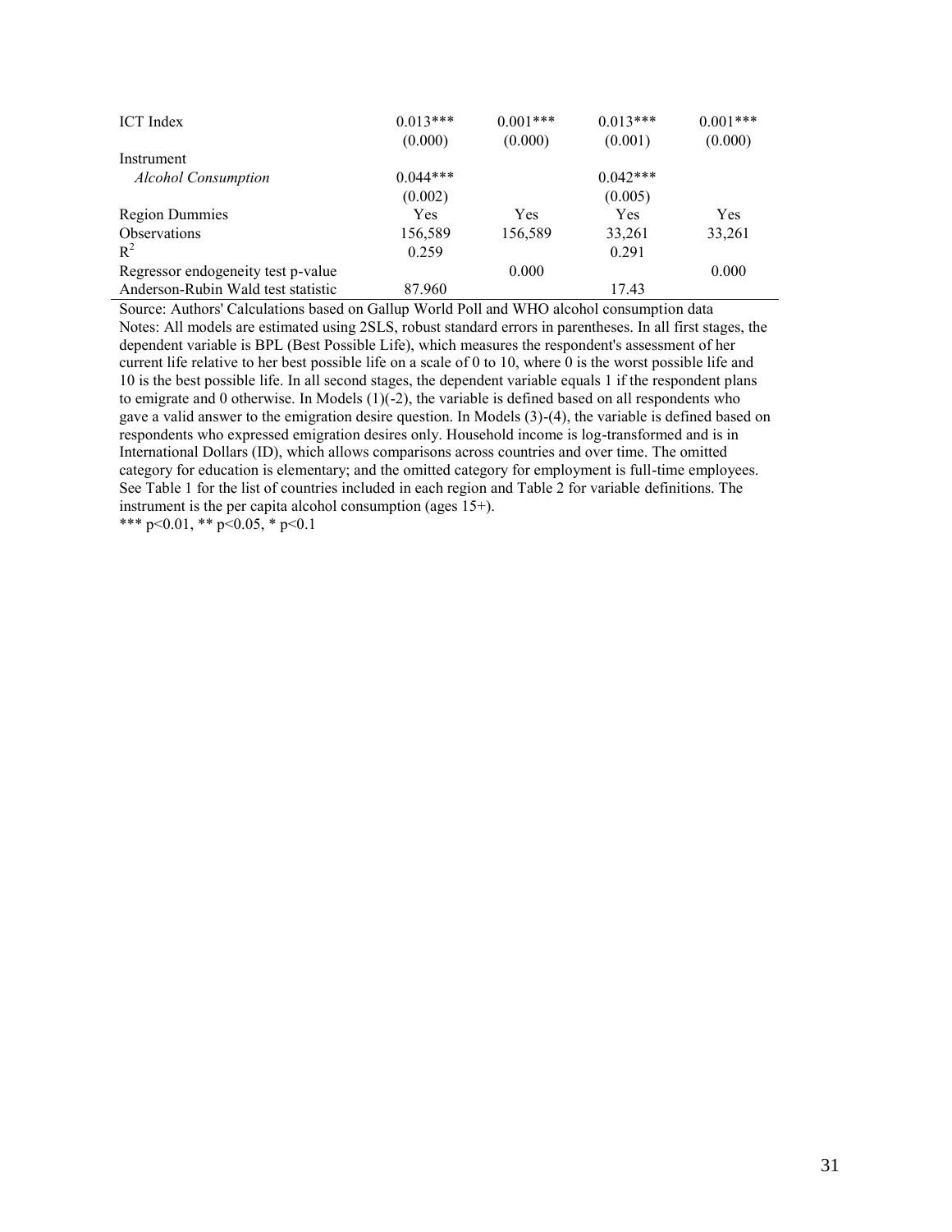| | (1) | (2) | (3) | (4) |
|---|---|---|---|---|
| ICT Index | 0.013*** | 0.001*** | 0.013*** | 0.001*** |
| | (0.000) | (0.000) | (0.001) | (0.000) |
| Instrument | | | | |
| *Alcohol Consumption* | 0.044*** | | 0.042*** | |
| | (0.002) | | (0.005) | |
| Region Dummies | Yes | Yes | Yes | Yes |
| Observations | 156,589 | 156,589 | 33,261 | 33,261 |
| $R^2$ | 0.259 | | 0.291 | |
| Regressor endogeneity test p-value | | 0.000 | | 0.000 |
| Anderson-Rubin Wald test statistic | 87.960 | | 17.43 | |

Source: Authors' Calculations based on Gallup World Poll and WHO alcohol consumption data
Notes: All models are estimated using 2SLS, robust standard errors in parentheses. In all first stages, the dependent variable is BPL (Best Possible Life), which measures the respondent's assessment of her current life relative to her best possible life on a scale of 0 to 10, where 0 is the worst possible life and 10 is the best possible life. In all second stages, the dependent variable equals 1 if the respondent plans to emigrate and 0 otherwise. In Models (1)(-2), the variable is defined based on all respondents who gave a valid answer to the emigration desire question. In Models (3)-(4), the variable is defined based on respondents who expressed emigration desires only. Household income is log-transformed and is in International Dollars (ID), which allows comparisons across countries and over time. The omitted category for education is elementary; and the omitted category for employment is full-time employees. See Table 1 for the list of countries included in each region and Table 2 for variable definitions. The instrument is the per capita alcohol consumption (ages 15+).
*** p<0.01, ** p<0.05, * p<0.1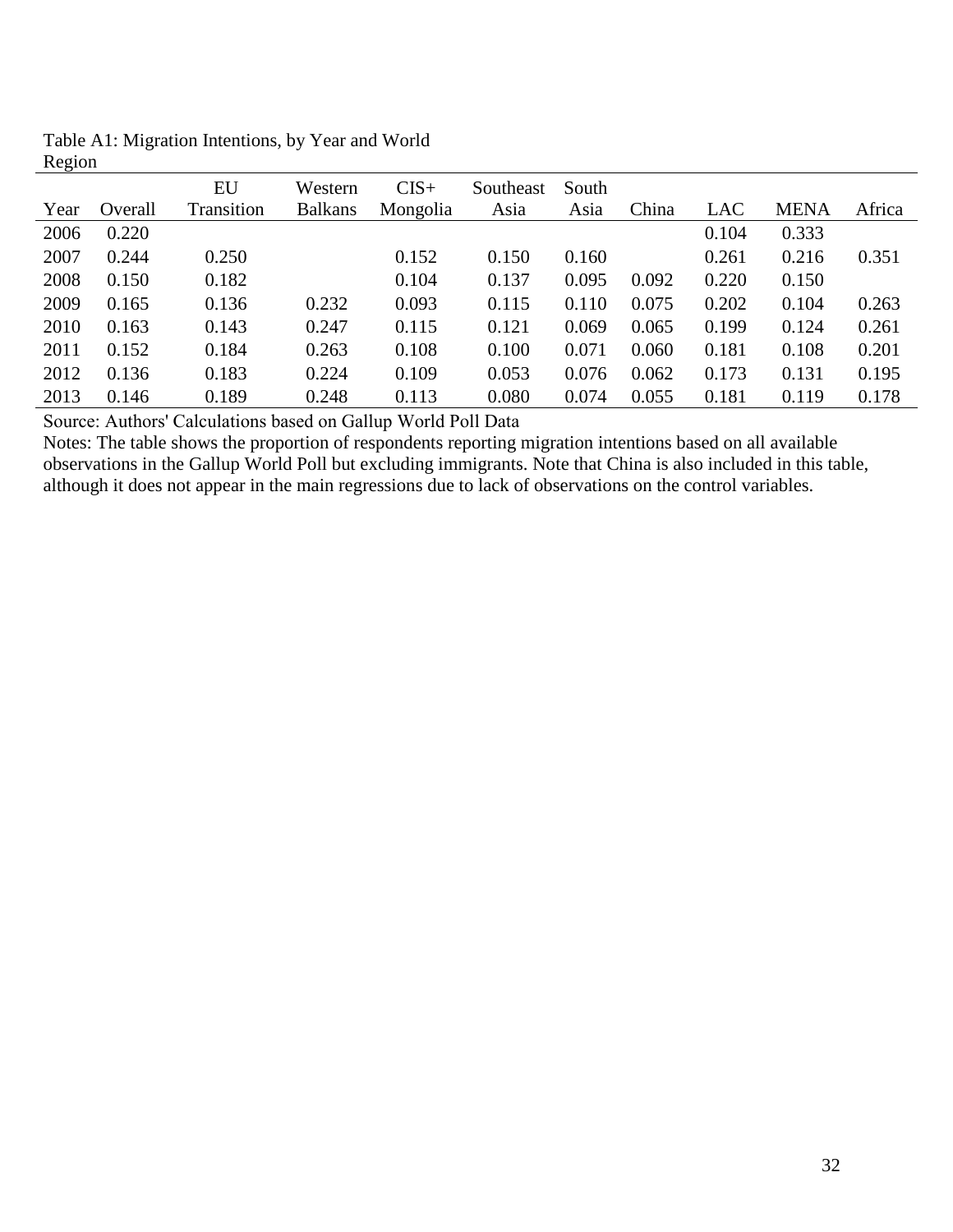Table A1: Migration Intentions, by Year and World Region

| Year | Overall | EU Transition | Western Balkans | CIS+ Mongolia | Southeast Asia | South Asia | China | LAC | MENA | Africa |
|---|---|---|---|---|---|---|---|---|---|---|
| 2006 | 0.220 | | | | | | | 0.104 | 0.333 | |
| 2007 | 0.244 | 0.250 | | 0.152 | 0.150 | 0.160 | | 0.261 | 0.216 | 0.351 |
| 2008 | 0.150 | 0.182 | | 0.104 | 0.137 | 0.095 | 0.092 | 0.220 | 0.150 | |
| 2009 | 0.165 | 0.136 | 0.232 | 0.093 | 0.115 | 0.110 | 0.075 | 0.202 | 0.104 | 0.263 |
| 2010 | 0.163 | 0.143 | 0.247 | 0.115 | 0.121 | 0.069 | 0.065 | 0.199 | 0.124 | 0.261 |
| 2011 | 0.152 | 0.184 | 0.263 | 0.108 | 0.100 | 0.071 | 0.060 | 0.181 | 0.108 | 0.201 |
| 2012 | 0.136 | 0.183 | 0.224 | 0.109 | 0.053 | 0.076 | 0.062 | 0.173 | 0.131 | 0.195 |
| 2013 | 0.146 | 0.189 | 0.248 | 0.113 | 0.080 | 0.074 | 0.055 | 0.181 | 0.119 | 0.178 |

Source: Authors' Calculations based on Gallup World Poll Data

Notes: The table shows the proportion of respondents reporting migration intentions based on all available observations in the Gallup World Poll but excluding immigrants. Note that China is also included in this table, although it does not appear in the main regressions due to lack of observations on the control variables.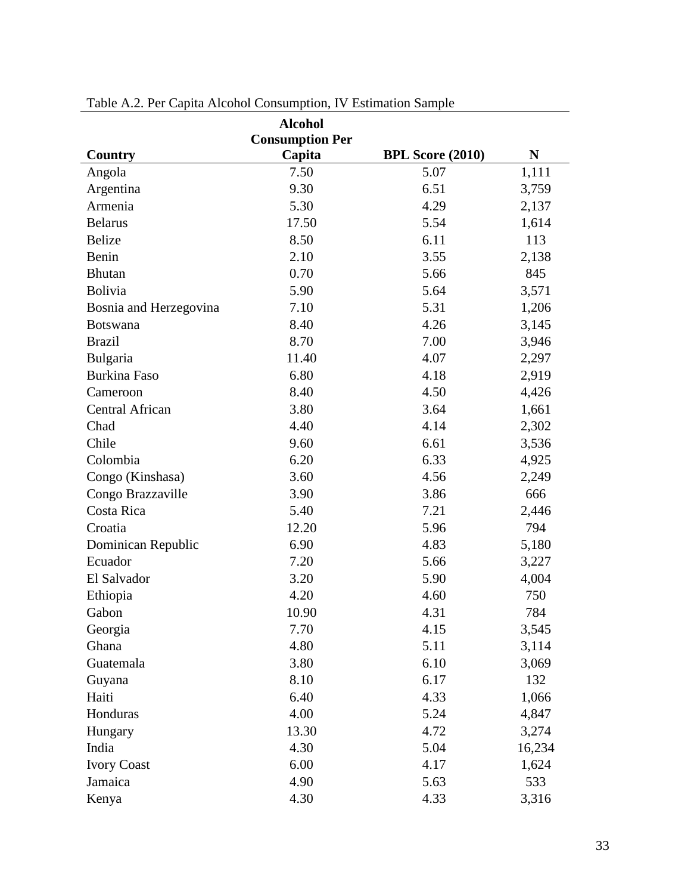Table A.2. Per Capita Alcohol Consumption, IV Estimation Sample

| Country | Alcohol Consumption Per Capita | BPL Score (2010) | N |
|---|---|---|---|
| Angola | 7.50 | 5.07 | 1,111 |
| Argentina | 9.30 | 6.51 | 3,759 |
| Armenia | 5.30 | 4.29 | 2,137 |
| Belarus | 17.50 | 5.54 | 1,614 |
| Belize | 8.50 | 6.11 | 113 |
| Benin | 2.10 | 3.55 | 2,138 |
| Bhutan | 0.70 | 5.66 | 845 |
| Bolivia | 5.90 | 5.64 | 3,571 |
| Bosnia and Herzegovina | 7.10 | 5.31 | 1,206 |
| Botswana | 8.40 | 4.26 | 3,145 |
| Brazil | 8.70 | 7.00 | 3,946 |
| Bulgaria | 11.40 | 4.07 | 2,297 |
| Burkina Faso | 6.80 | 4.18 | 2,919 |
| Cameroon | 8.40 | 4.50 | 4,426 |
| Central African | 3.80 | 3.64 | 1,661 |
| Chad | 4.40 | 4.14 | 2,302 |
| Chile | 9.60 | 6.61 | 3,536 |
| Colombia | 6.20 | 6.33 | 4,925 |
| Congo (Kinshasa) | 3.60 | 4.56 | 2,249 |
| Congo Brazzaville | 3.90 | 3.86 | 666 |
| Costa Rica | 5.40 | 7.21 | 2,446 |
| Croatia | 12.20 | 5.96 | 794 |
| Dominican Republic | 6.90 | 4.83 | 5,180 |
| Ecuador | 7.20 | 5.66 | 3,227 |
| El Salvador | 3.20 | 5.90 | 4,004 |
| Ethiopia | 4.20 | 4.60 | 750 |
| Gabon | 10.90 | 4.31 | 784 |
| Georgia | 7.70 | 4.15 | 3,545 |
| Ghana | 4.80 | 5.11 | 3,114 |
| Guatemala | 3.80 | 6.10 | 3,069 |
| Guyana | 8.10 | 6.17 | 132 |
| Haiti | 6.40 | 4.33 | 1,066 |
| Honduras | 4.00 | 5.24 | 4,847 |
| Hungary | 13.30 | 4.72 | 3,274 |
| India | 4.30 | 5.04 | 16,234 |
| Ivory Coast | 6.00 | 4.17 | 1,624 |
| Jamaica | 4.90 | 5.63 | 533 |
| Kenya | 4.30 | 4.33 | 3,316 |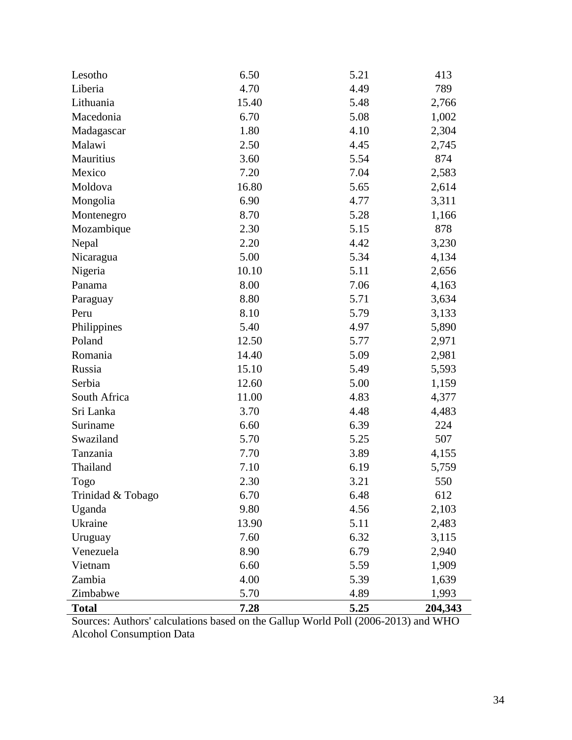| | | | |
|---|---|---|---|
| Lesotho | 6.50 | 5.21 | 413 |
| Liberia | 4.70 | 4.49 | 789 |
| Lithuania | 15.40 | 5.48 | 2,766 |
| Macedonia | 6.70 | 5.08 | 1,002 |
| Madagascar | 1.80 | 4.10 | 2,304 |
| Malawi | 2.50 | 4.45 | 2,745 |
| Mauritius | 3.60 | 5.54 | 874 |
| Mexico | 7.20 | 7.04 | 2,583 |
| Moldova | 16.80 | 5.65 | 2,614 |
| Mongolia | 6.90 | 4.77 | 3,311 |
| Montenegro | 8.70 | 5.28 | 1,166 |
| Mozambique | 2.30 | 5.15 | 878 |
| Nepal | 2.20 | 4.42 | 3,230 |
| Nicaragua | 5.00 | 5.34 | 4,134 |
| Nigeria | 10.10 | 5.11 | 2,656 |
| Panama | 8.00 | 7.06 | 4,163 |
| Paraguay | 8.80 | 5.71 | 3,634 |
| Peru | 8.10 | 5.79 | 3,133 |
| Philippines | 5.40 | 4.97 | 5,890 |
| Poland | 12.50 | 5.77 | 2,971 |
| Romania | 14.40 | 5.09 | 2,981 |
| Russia | 15.10 | 5.49 | 5,593 |
| Serbia | 12.60 | 5.00 | 1,159 |
| South Africa | 11.00 | 4.83 | 4,377 |
| Sri Lanka | 3.70 | 4.48 | 4,483 |
| Suriname | 6.60 | 6.39 | 224 |
| Swaziland | 5.70 | 5.25 | 507 |
| Tanzania | 7.70 | 3.89 | 4,155 |
| Thailand | 7.10 | 6.19 | 5,759 |
| Togo | 2.30 | 3.21 | 550 |
| Trinidad & Tobago | 6.70 | 6.48 | 612 |
| Uganda | 9.80 | 4.56 | 2,103 |
| Ukraine | 13.90 | 5.11 | 2,483 |
| Uruguay | 7.60 | 6.32 | 3,115 |
| Venezuela | 8.90 | 6.79 | 2,940 |
| Vietnam | 6.60 | 5.59 | 1,909 |
| Zambia | 4.00 | 5.39 | 1,639 |
| Zimbabwe | 5.70 | 4.89 | 1,993 |
| **Total** | **7.28** | **5.25** | **204,343** |

Sources: Authors' calculations based on the Gallup World Poll (2006-2013) and WHO Alcohol Consumption Data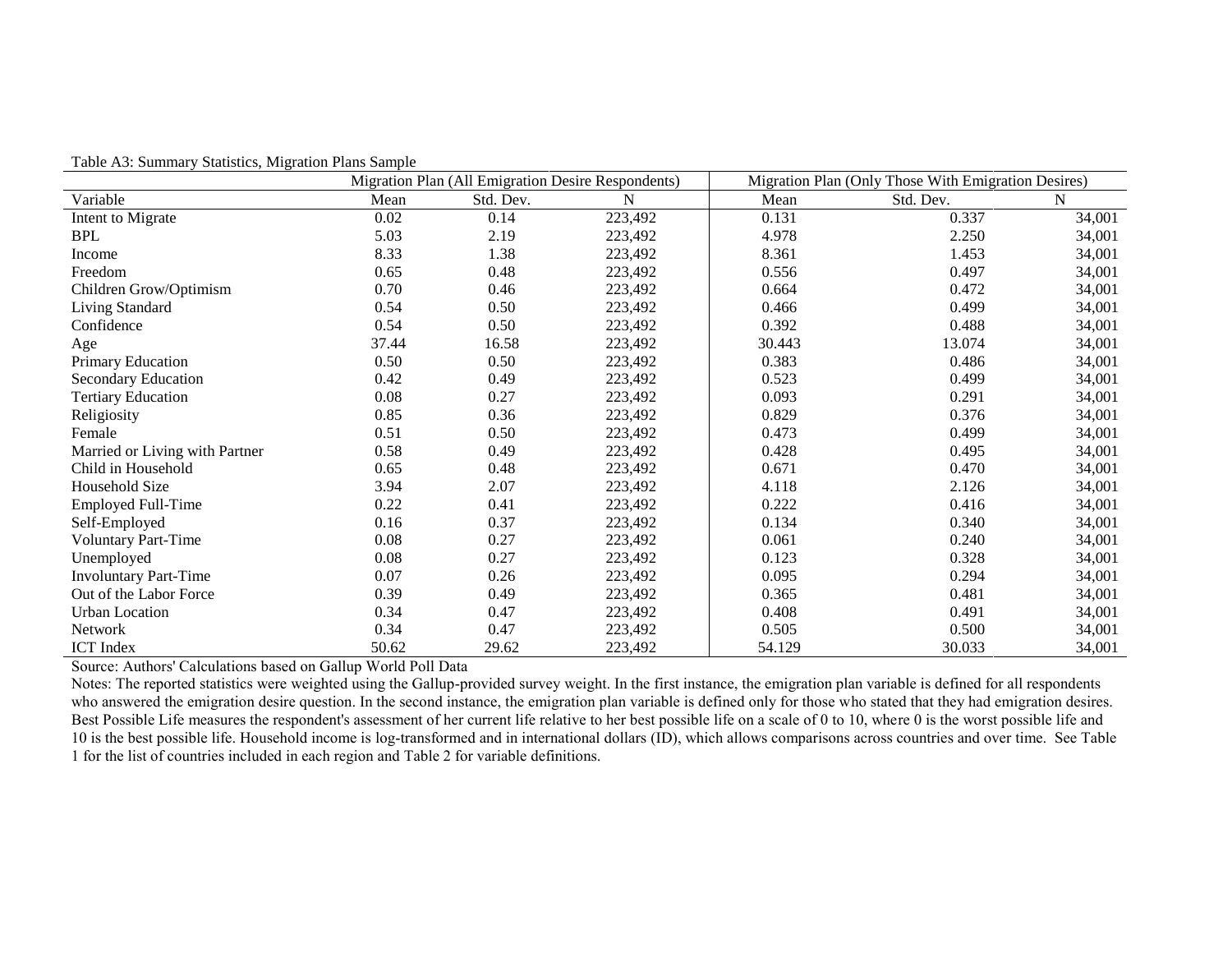Table A3: Summary Statistics, Migration Plans Sample

| | Migration Plan (All Emigration Desire Respondents) | | | Migration Plan (Only Those With Emigration Desires) | | |
|---|---|---|---|---|---|---|
| Variable | Mean | Std. Dev. | N | Mean | Std. Dev. | N |
| Intent to Migrate | 0.02 | 0.14 | 223,492 | 0.131 | 0.337 | 34,001 |
| BPL | 5.03 | 2.19 | 223,492 | 4.978 | 2.250 | 34,001 |
| Income | 8.33 | 1.38 | 223,492 | 8.361 | 1.453 | 34,001 |
| Freedom | 0.65 | 0.48 | 223,492 | 0.556 | 0.497 | 34,001 |
| Children Grow/Optimism | 0.70 | 0.46 | 223,492 | 0.664 | 0.472 | 34,001 |
| Living Standard | 0.54 | 0.50 | 223,492 | 0.466 | 0.499 | 34,001 |
| Confidence | 0.54 | 0.50 | 223,492 | 0.392 | 0.488 | 34,001 |
| Age | 37.44 | 16.58 | 223,492 | 30.443 | 13.074 | 34,001 |
| Primary Education | 0.50 | 0.50 | 223,492 | 0.383 | 0.486 | 34,001 |
| Secondary Education | 0.42 | 0.49 | 223,492 | 0.523 | 0.499 | 34,001 |
| Tertiary Education | 0.08 | 0.27 | 223,492 | 0.093 | 0.291 | 34,001 |
| Religiosity | 0.85 | 0.36 | 223,492 | 0.829 | 0.376 | 34,001 |
| Female | 0.51 | 0.50 | 223,492 | 0.473 | 0.499 | 34,001 |
| Married or Living with Partner | 0.58 | 0.49 | 223,492 | 0.428 | 0.495 | 34,001 |
| Child in Household | 0.65 | 0.48 | 223,492 | 0.671 | 0.470 | 34,001 |
| Household Size | 3.94 | 2.07 | 223,492 | 4.118 | 2.126 | 34,001 |
| Employed Full-Time | 0.22 | 0.41 | 223,492 | 0.222 | 0.416 | 34,001 |
| Self-Employed | 0.16 | 0.37 | 223,492 | 0.134 | 0.340 | 34,001 |
| Voluntary Part-Time | 0.08 | 0.27 | 223,492 | 0.061 | 0.240 | 34,001 |
| Unemployed | 0.08 | 0.27 | 223,492 | 0.123 | 0.328 | 34,001 |
| Involuntary Part-Time | 0.07 | 0.26 | 223,492 | 0.095 | 0.294 | 34,001 |
| Out of the Labor Force | 0.39 | 0.49 | 223,492 | 0.365 | 0.481 | 34,001 |
| Urban Location | 0.34 | 0.47 | 223,492 | 0.408 | 0.491 | 34,001 |
| Network | 0.34 | 0.47 | 223,492 | 0.505 | 0.500 | 34,001 |
| ICT Index | 50.62 | 29.62 | 223,492 | 54.129 | 30.033 | 34,001 |

Source: Authors' Calculations based on Gallup World Poll Data

Notes: The reported statistics were weighted using the Gallup-provided survey weight. In the first instance, the emigration plan variable is defined for all respondents who answered the emigration desire question. In the second instance, the emigration plan variable is defined only for those who stated that they had emigration desires. Best Possible Life measures the respondent's assessment of her current life relative to her best possible life on a scale of 0 to 10, where 0 is the worst possible life and 10 is the best possible life. Household income is log-transformed and in international dollars (ID), which allows comparisons across countries and over time. See Table 1 for the list of countries included in each region and Table 2 for variable definitions.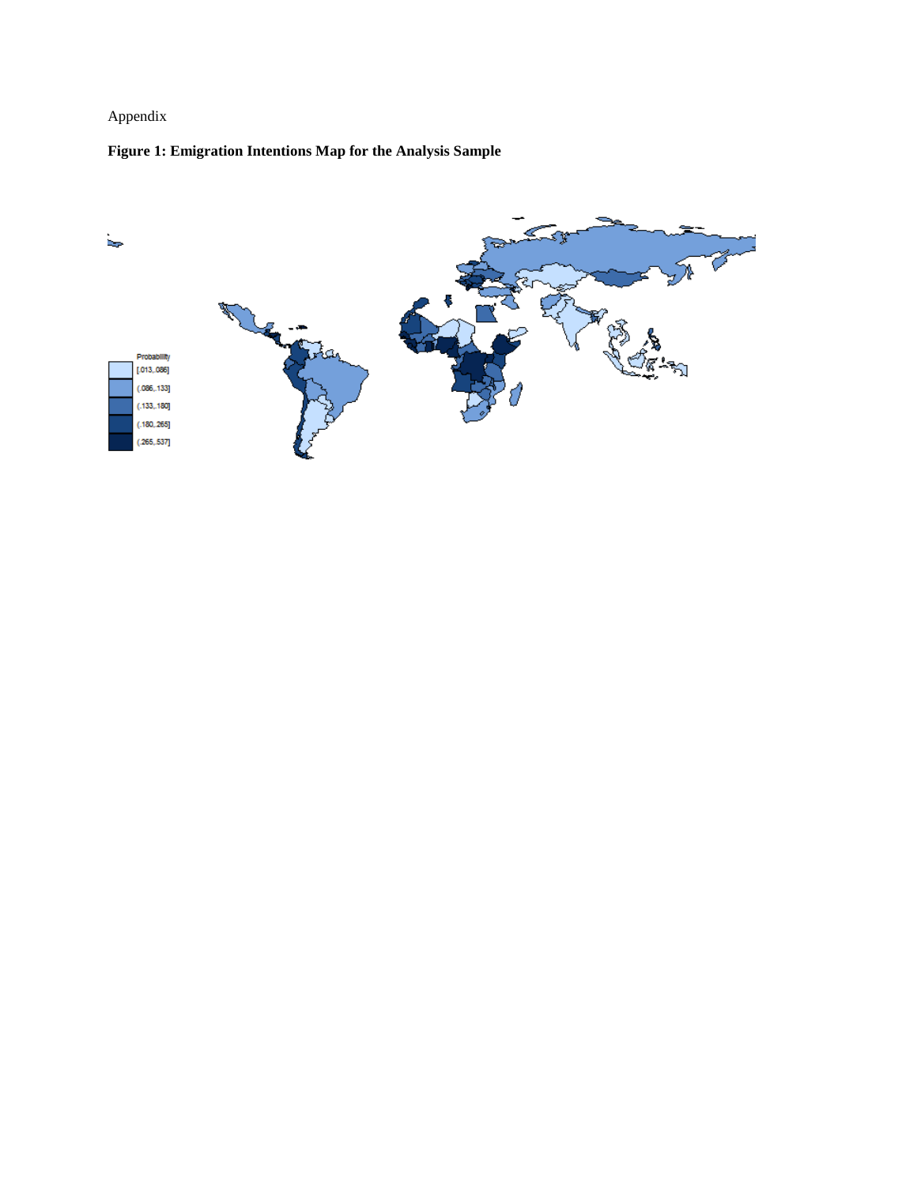Appendix

**Figure 1: Emigration Intentions Map for the Analysis Sample**

Probability
[.013,.086]
(.086,.133]
(.133,.180]
(.180,.265]
(.265,.537]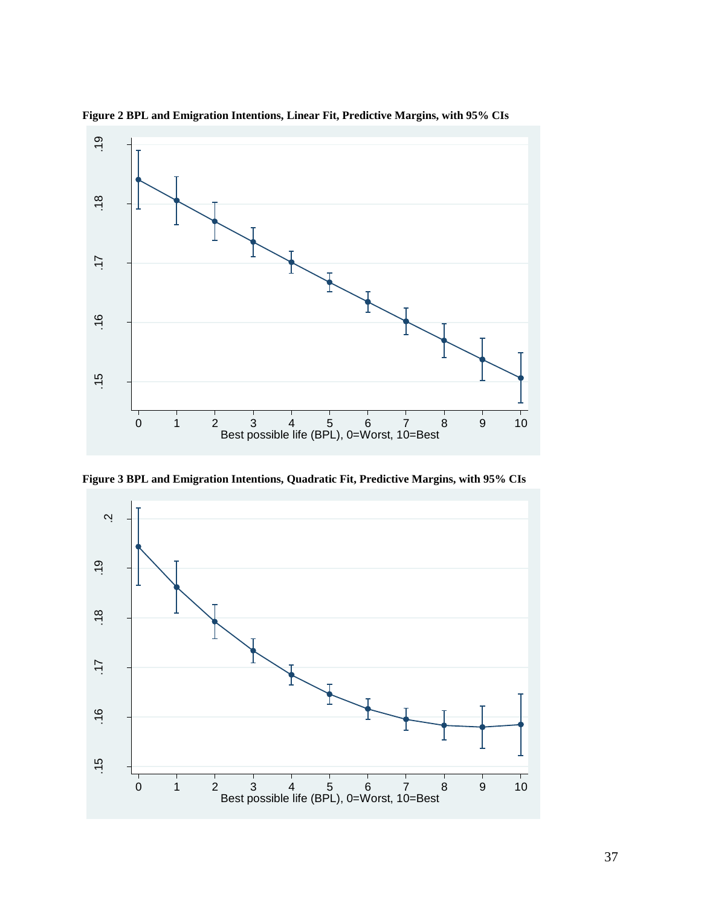**Figure 2 BPL and Emigration Intentions, Linear Fit, Predictive Margins, with 95% CIs**

**Figure 3 BPL and Emigration Intentions, Quadratic Fit, Predictive Margins, with 95% CIs**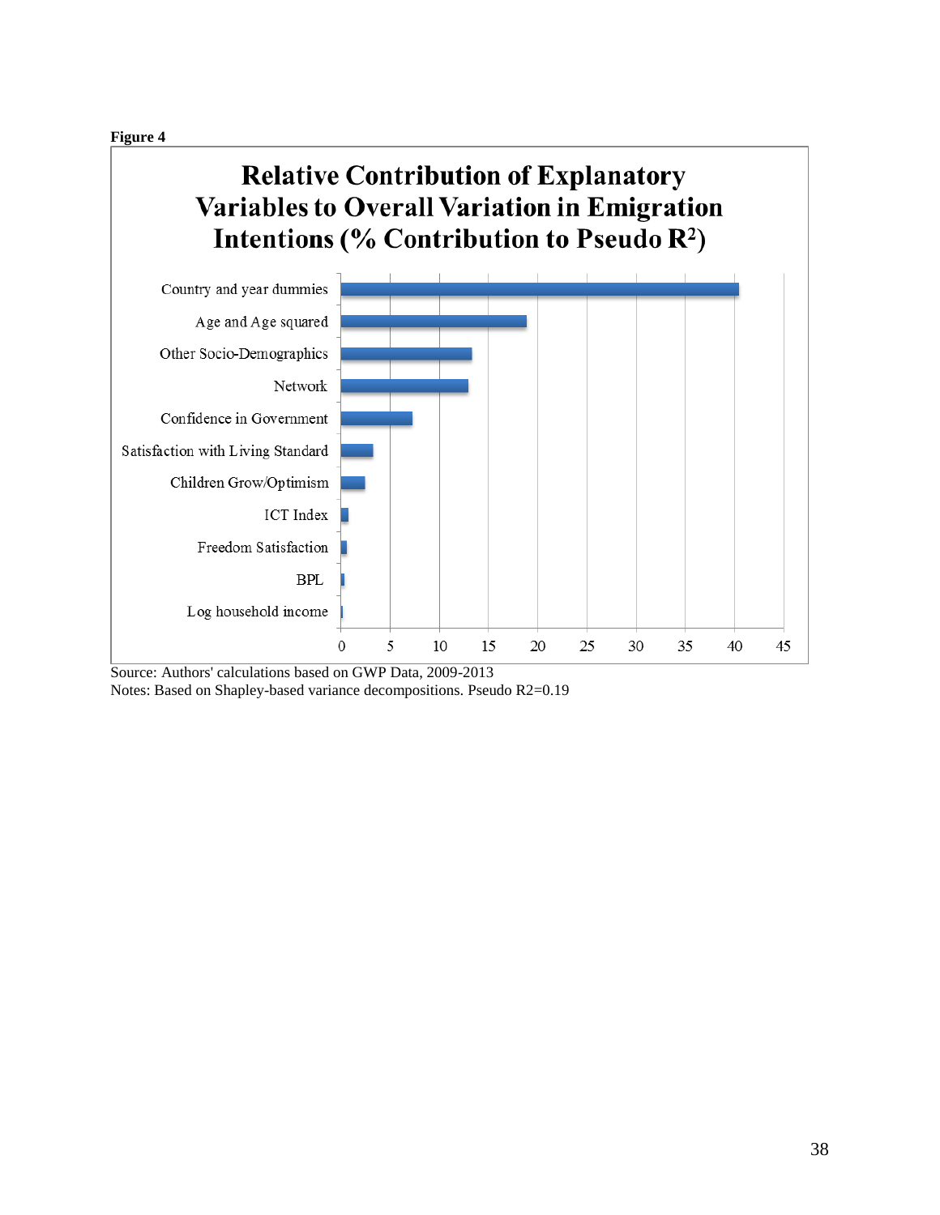**Figure 4**

## Relative Contribution of Explanatory Variables to Overall Variation in Emigration Intentions (% Contribution to Pseudo $R^2$)

| Variable | % Contribution (approx.) |
| --- | --- |
| Country and year dummies | 40.5 |
| Age and Age squared | 19 |
| Other Socio-Demographics | 13.5 |
| Network | 13 |
| Confidence in Government | 7.3 |
| Satisfaction with Living Standard | 3.3 |
| Children Grow/Optimism | 2.5 |
| ICT Index | 0.8 |
| Freedom Satisfaction | 0.6 |
| BPL | 0.4 |
| Log household income | 0.2 |

Source: Authors' calculations based on GWP Data, 2009-2013

Notes: Based on Shapley-based variance decompositions. Pseudo R2=0.19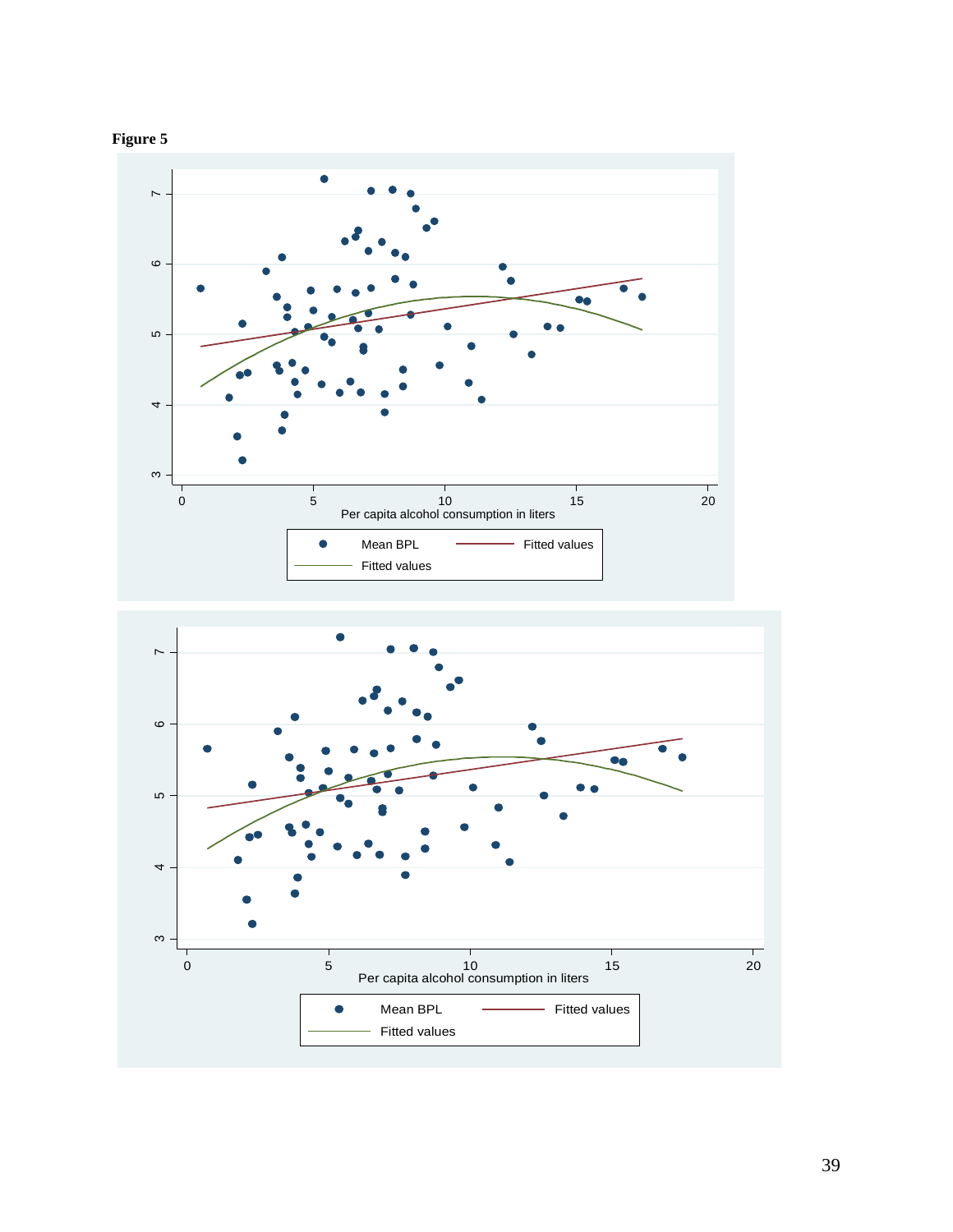**Figure 5**

Per capita alcohol consumption in liters

Mean BPL | Fitted values | Fitted values

Per capita alcohol consumption in liters

Mean BPL | Fitted values | Fitted values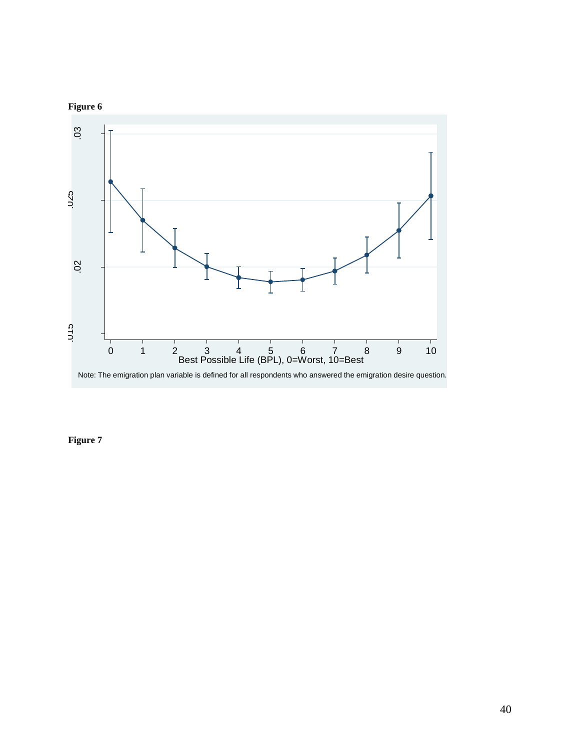**Figure 6**

Note: The emigration plan variable is defined for all respondents who answered the emigration desire question.

**Figure 7**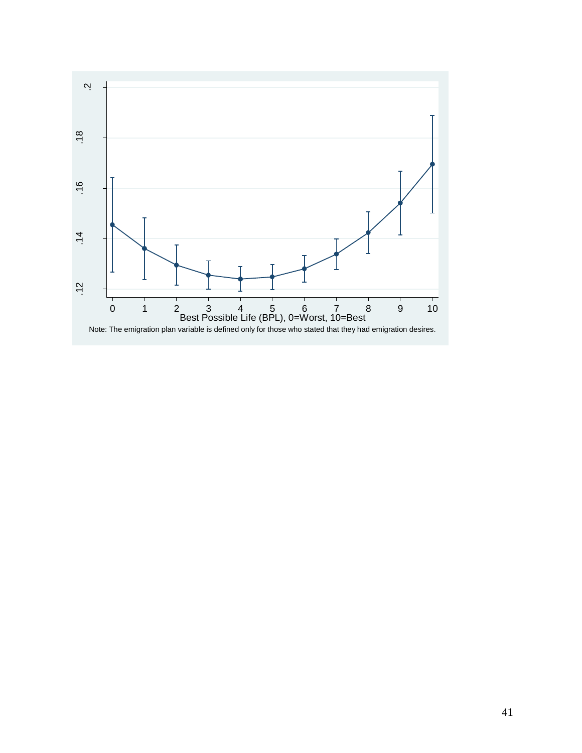Note: The emigration plan variable is defined only for those who stated that they had emigration desires.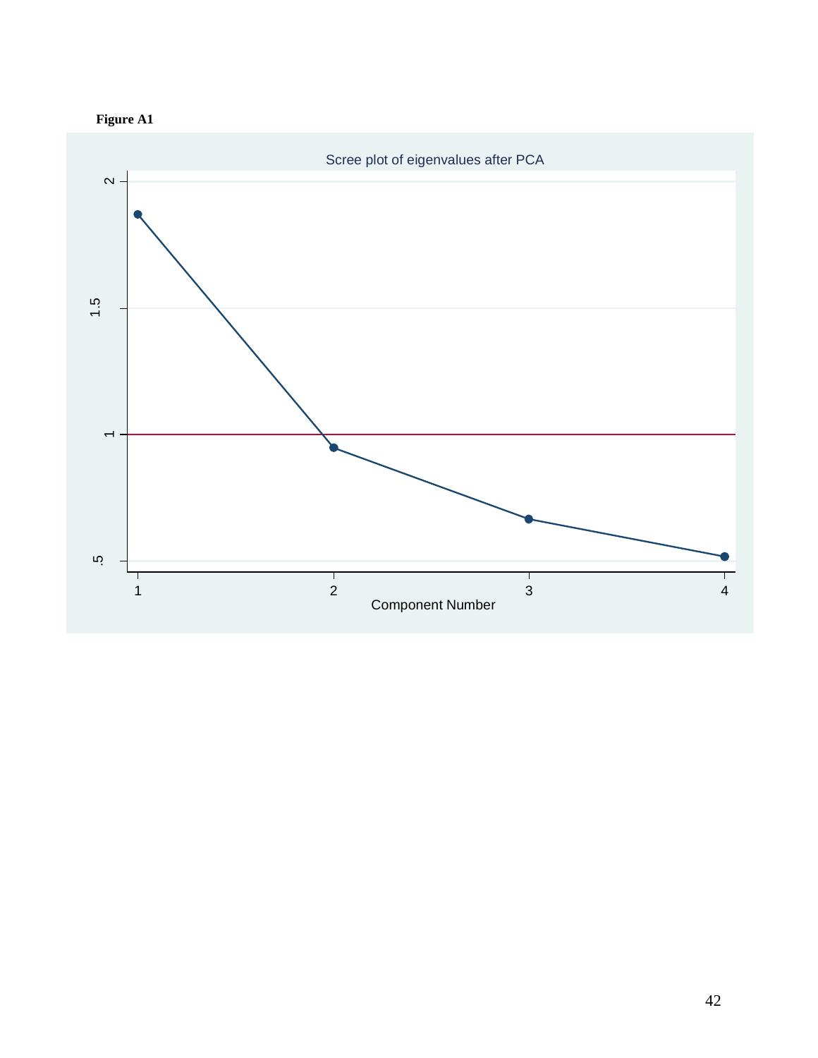**Figure A1**

Scree plot of eigenvalues after PCA

2

1.5

1

.5

1 2 3 4

Component Number